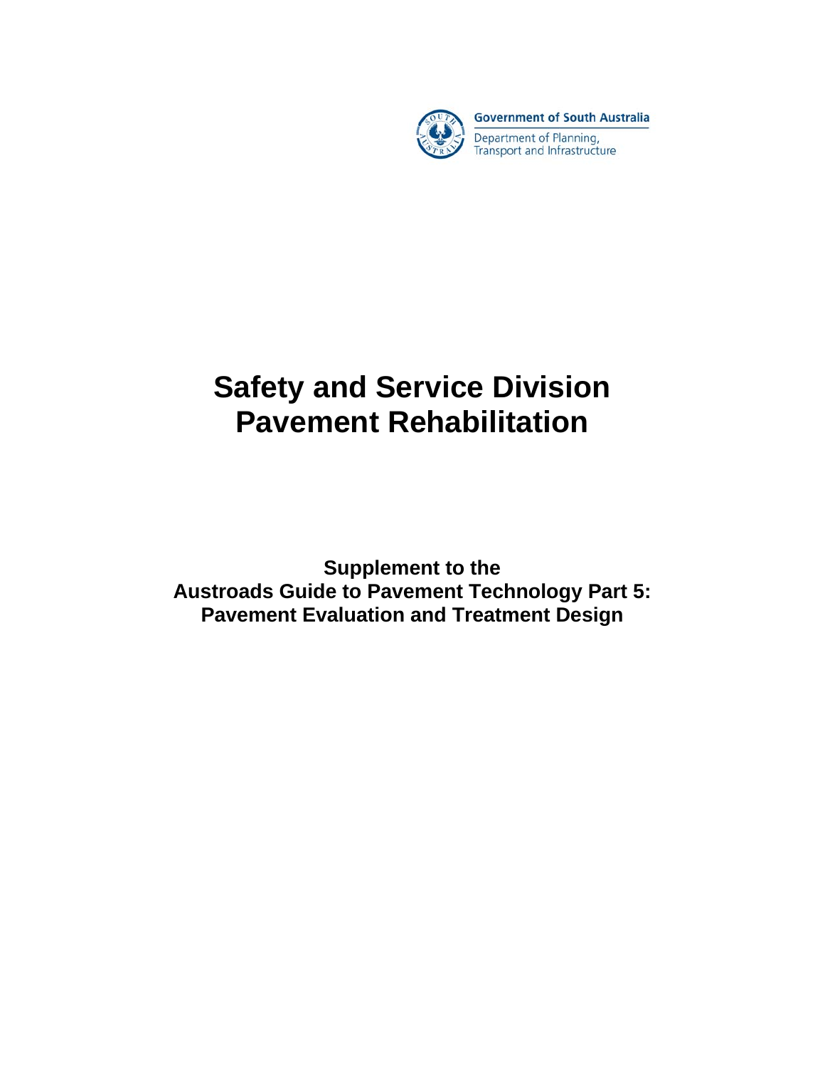Government of South Australia

Department of Planning, Transport and Infrastructure

# Safety and Service Division
# Pavement Rehabilitation

**Supplement to the**
**Austroads Guide to Pavement Technology Part 5:**
**Pavement Evaluation and Treatment Design**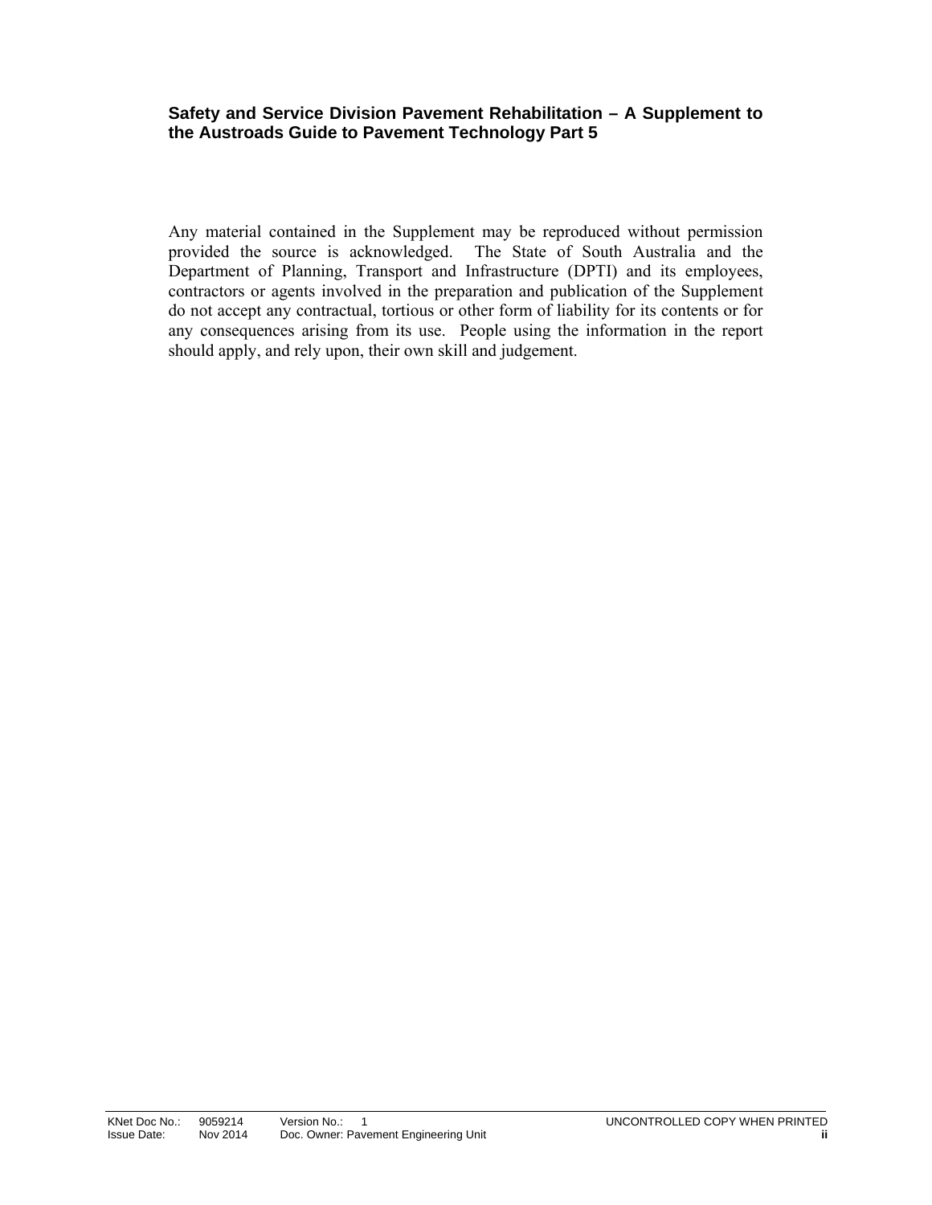**Safety and Service Division Pavement Rehabilitation – A Supplement to the Austroads Guide to Pavement Technology Part 5**

Any material contained in the Supplement may be reproduced without permission provided the source is acknowledged. The State of South Australia and the Department of Planning, Transport and Infrastructure (DPTI) and its employees, contractors or agents involved in the preparation and publication of the Supplement do not accept any contractual, tortious or other form of liability for its contents or for any consequences arising from its use. People using the information in the report should apply, and rely upon, their own skill and judgement.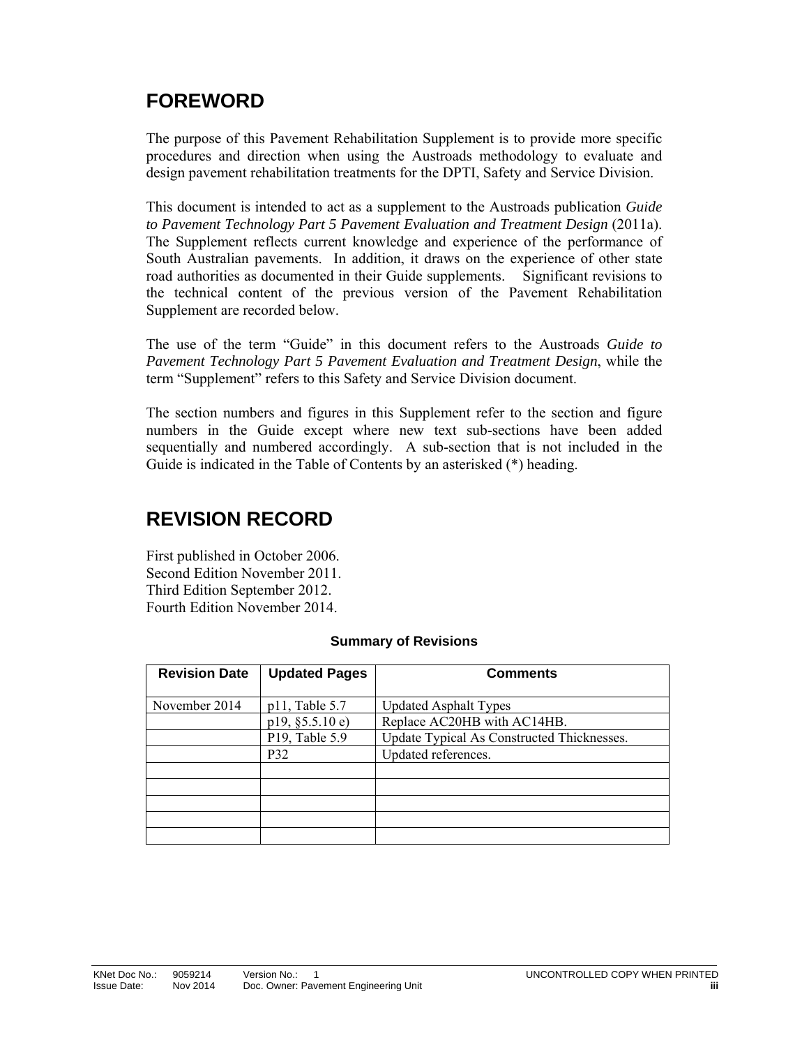# FOREWORD

The purpose of this Pavement Rehabilitation Supplement is to provide more specific procedures and direction when using the Austroads methodology to evaluate and design pavement rehabilitation treatments for the DPTI, Safety and Service Division.

This document is intended to act as a supplement to the Austroads publication *Guide to Pavement Technology Part 5 Pavement Evaluation and Treatment Design* (2011a). The Supplement reflects current knowledge and experience of the performance of South Australian pavements. In addition, it draws on the experience of other state road authorities as documented in their Guide supplements. Significant revisions to the technical content of the previous version of the Pavement Rehabilitation Supplement are recorded below.

The use of the term "Guide" in this document refers to the Austroads *Guide to Pavement Technology Part 5 Pavement Evaluation and Treatment Design*, while the term "Supplement" refers to this Safety and Service Division document.

The section numbers and figures in this Supplement refer to the section and figure numbers in the Guide except where new text sub-sections have been added sequentially and numbered accordingly. A sub-section that is not included in the Guide is indicated in the Table of Contents by an asterisked (*) heading.

# REVISION RECORD

First published in October 2006.
Second Edition November 2011.
Third Edition September 2012.
Fourth Edition November 2014.

**Summary of Revisions**

| Revision Date | Updated Pages | Comments |
|---|---|---|
| November 2014 | p11, Table 5.7 | Updated Asphalt Types |
| | p19, §5.5.10 e) | Replace AC20HB with AC14HB. |
| | P19, Table 5.9 | Update Typical As Constructed Thicknesses. |
| | P32 | Updated references. |
| | | |
| | | |
| | | |
| | | |
| | | |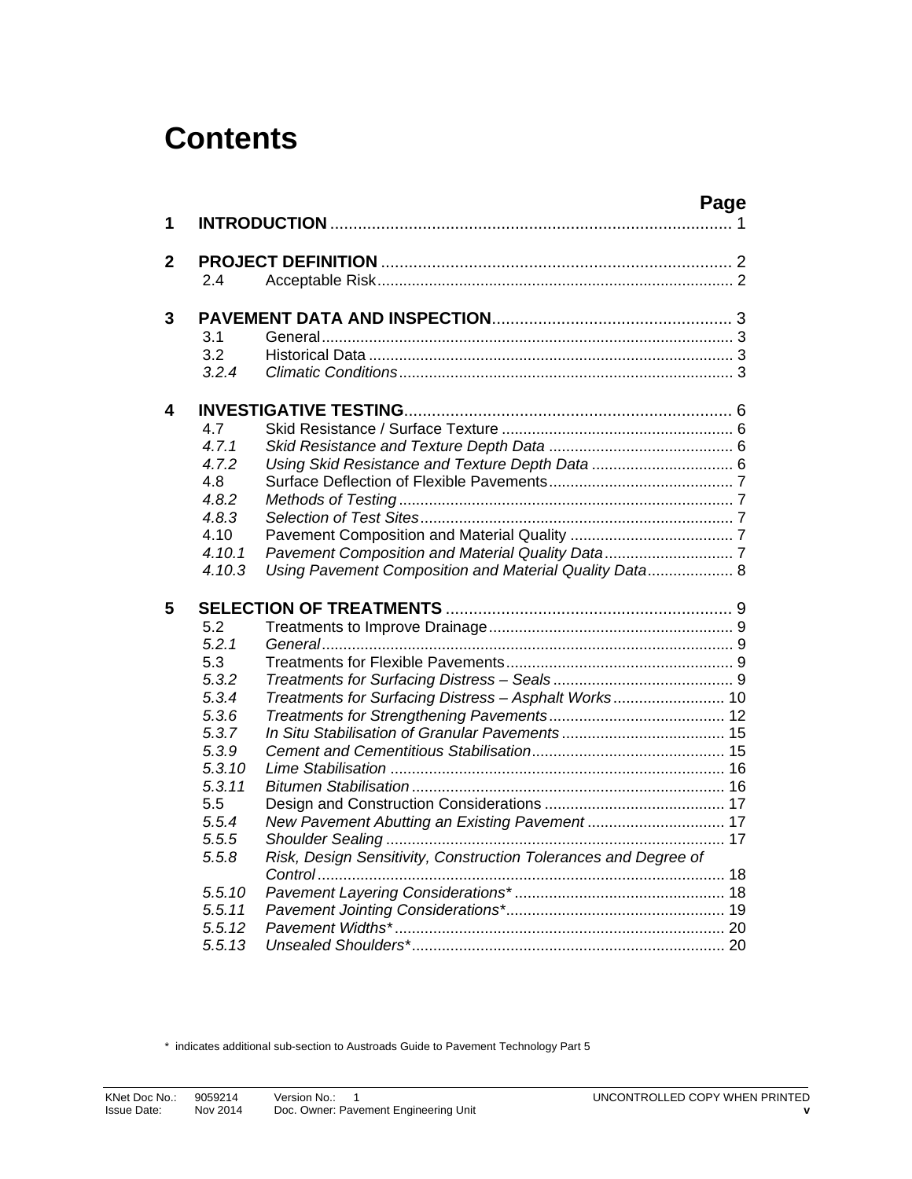# Contents

| | | | Page |
|---|---|---|---|
| **1** | **INTRODUCTION** | | 1 |
| **2** | **PROJECT DEFINITION** | | 2 |
| | 2.4 | Acceptable Risk | 2 |
| **3** | **PAVEMENT DATA AND INSPECTION** | | 3 |
| | 3.1 | General | 3 |
| | 3.2 | Historical Data | 3 |
| | *3.2.4* | *Climatic Conditions* | 3 |
| **4** | **INVESTIGATIVE TESTING** | | 6 |
| | 4.7 | Skid Resistance / Surface Texture | 6 |
| | *4.7.1* | *Skid Resistance and Texture Depth Data* | 6 |
| | *4.7.2* | *Using Skid Resistance and Texture Depth Data* | 6 |
| | 4.8 | Surface Deflection of Flexible Pavements | 7 |
| | *4.8.2* | *Methods of Testing* | 7 |
| | *4.8.3* | *Selection of Test Sites* | 7 |
| | 4.10 | Pavement Composition and Material Quality | 7 |
| | *4.10.1* | *Pavement Composition and Material Quality Data* | 7 |
| | *4.10.3* | *Using Pavement Composition and Material Quality Data* | 8 |
| **5** | **SELECTION OF TREATMENTS** | | 9 |
| | 5.2 | Treatments to Improve Drainage | 9 |
| | *5.2.1* | *General* | 9 |
| | 5.3 | Treatments for Flexible Pavements | 9 |
| | *5.3.2* | *Treatments for Surfacing Distress – Seals* | 9 |
| | *5.3.4* | *Treatments for Surfacing Distress – Asphalt Works* | 10 |
| | *5.3.6* | *Treatments for Strengthening Pavements* | 12 |
| | *5.3.7* | *In Situ Stabilisation of Granular Pavements* | 15 |
| | *5.3.9* | *Cement and Cementitious Stabilisation* | 15 |
| | *5.3.10* | *Lime Stabilisation* | 16 |
| | *5.3.11* | *Bitumen Stabilisation* | 16 |
| | 5.5 | Design and Construction Considerations | 17 |
| | *5.5.4* | *New Pavement Abutting an Existing Pavement* | 17 |
| | *5.5.5* | *Shoulder Sealing* | 17 |
| | *5.5.8* | *Risk, Design Sensitivity, Construction Tolerances and Degree of Control* | 18 |
| | *5.5.10* | *Pavement Layering Considerations** | 18 |
| | *5.5.11* | *Pavement Jointing Considerations** | 19 |
| | *5.5.12* | *Pavement Widths** | 20 |
| | *5.5.13* | *Unsealed Shoulders** | 20 |

\* indicates additional sub-section to Austroads Guide to Pavement Technology Part 5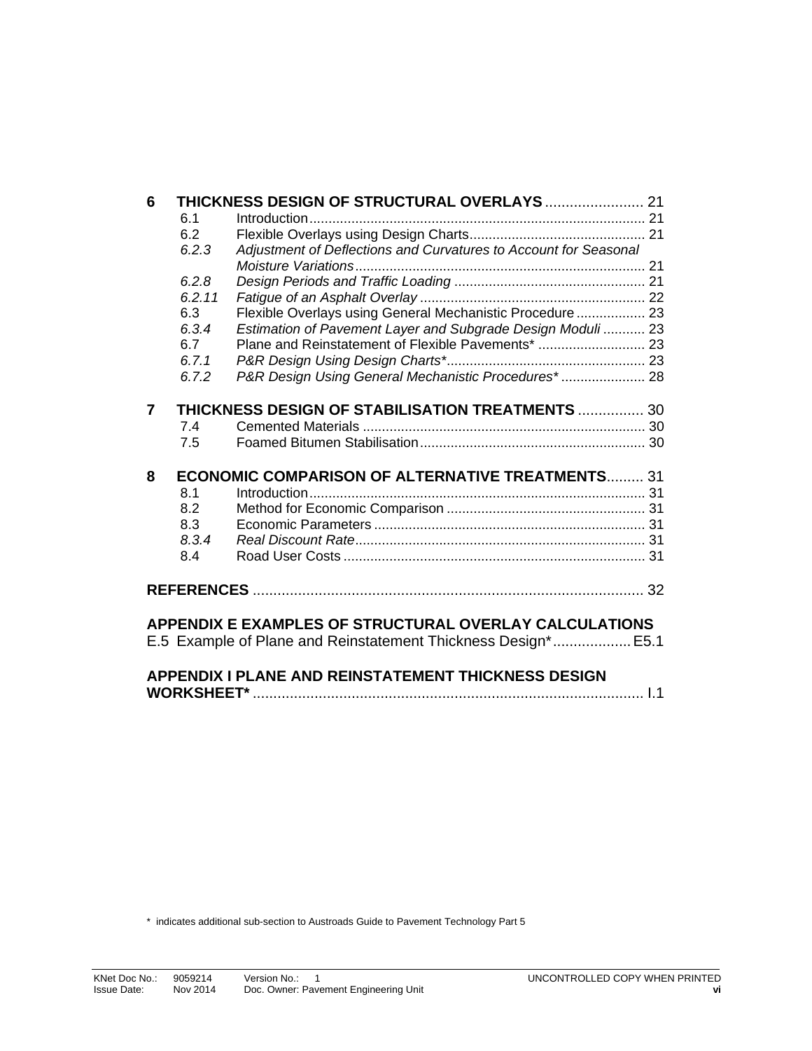**6 THICKNESS DESIGN OF STRUCTURAL OVERLAYS** ........................ 21

6.1 Introduction ........................................................................................ 21

6.2 Flexible Overlays using Design Charts.............................................. 21

*6.2.3 Adjustment of Deflections and Curvatures to Account for Seasonal Moisture Variations* ........................................................................... 21

*6.2.8 Design Periods and Traffic Loading* ................................................. 21

*6.2.11 Fatigue of an Asphalt Overlay* .......................................................... 22

6.3 Flexible Overlays using General Mechanistic Procedure .................. 23

*6.3.4 Estimation of Pavement Layer and Subgrade Design Moduli* ........... 23

6.7 Plane and Reinstatement of Flexible Pavements* ............................ 23

*6.7.1 P&R Design Using Design Charts** .................................................... 23

*6.7.2 P&R Design Using General Mechanistic Procedures** ...................... 28

**7 THICKNESS DESIGN OF STABILISATION TREATMENTS** ................ 30

7.4 Cemented Materials .......................................................................... 30

7.5 Foamed Bitumen Stabilisation ........................................................... 30

**8 ECONOMIC COMPARISON OF ALTERNATIVE TREATMENTS** ......... 31

8.1 Introduction ........................................................................................ 31

8.2 Method for Economic Comparison .................................................... 31

8.3 Economic Parameters ....................................................................... 31

*8.3.4 Real Discount Rate* ............................................................................ 31

8.4 Road User Costs ............................................................................... 31

**REFERENCES** ................................................................................................ 32

**APPENDIX E EXAMPLES OF STRUCTURAL OVERLAY CALCULATIONS**

E.5 Example of Plane and Reinstatement Thickness Design* ................... E5.1

**APPENDIX I PLANE AND REINSTATEMENT THICKNESS DESIGN WORKSHEET*** ................................................................................................ I.1

\* indicates additional sub-section to Austroads Guide to Pavement Technology Part 5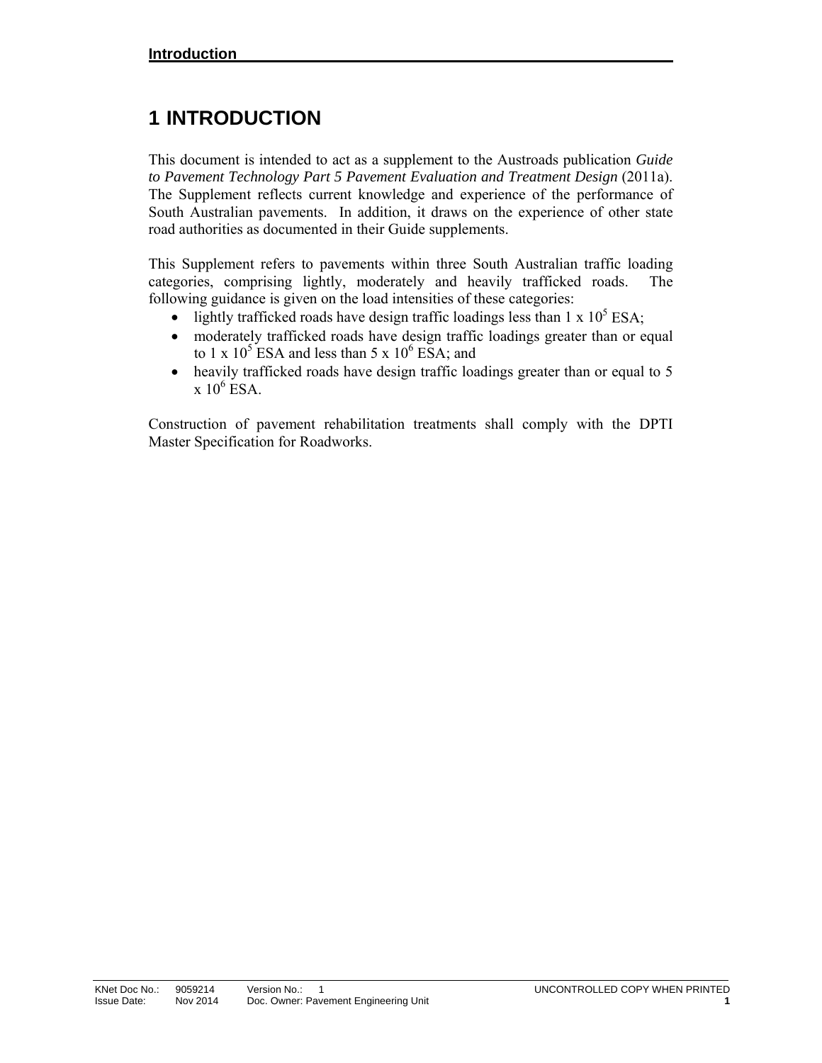# 1 INTRODUCTION

This document is intended to act as a supplement to the Austroads publication *Guide to Pavement Technology Part 5 Pavement Evaluation and Treatment Design* (2011a). The Supplement reflects current knowledge and experience of the performance of South Australian pavements. In addition, it draws on the experience of other state road authorities as documented in their Guide supplements.

This Supplement refers to pavements within three South Australian traffic loading categories, comprising lightly, moderately and heavily trafficked roads. The following guidance is given on the load intensities of these categories:

- lightly trafficked roads have design traffic loadings less than $1 \times 10^5$ ESA;
- moderately trafficked roads have design traffic loadings greater than or equal to $1 \times 10^5$ ESA and less than $5 \times 10^6$ ESA; and
- heavily trafficked roads have design traffic loadings greater than or equal to $5 \times 10^6$ ESA.

Construction of pavement rehabilitation treatments shall comply with the DPTI Master Specification for Roadworks.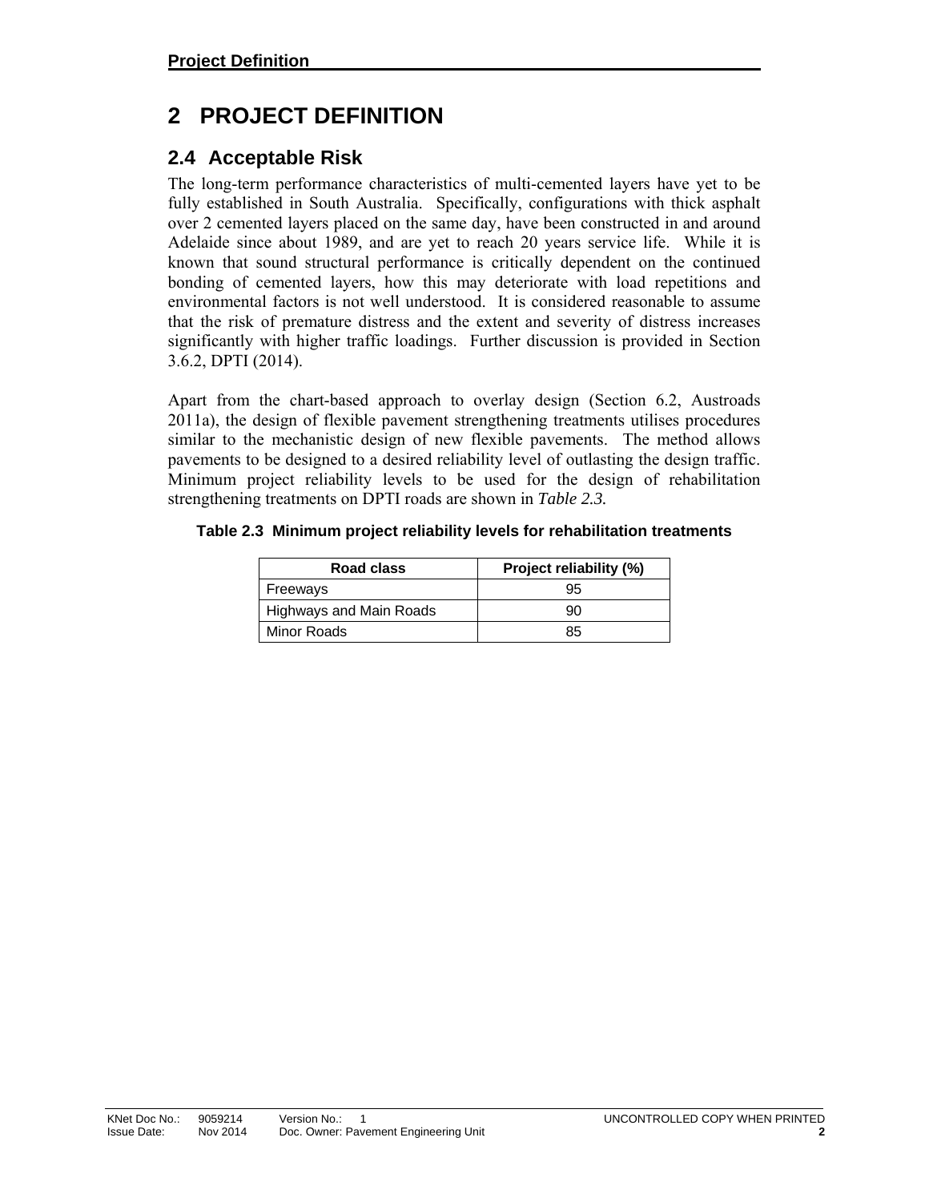# 2 PROJECT DEFINITION

## 2.4 Acceptable Risk

The long-term performance characteristics of multi-cemented layers have yet to be fully established in South Australia. Specifically, configurations with thick asphalt over 2 cemented layers placed on the same day, have been constructed in and around Adelaide since about 1989, and are yet to reach 20 years service life. While it is known that sound structural performance is critically dependent on the continued bonding of cemented layers, how this may deteriorate with load repetitions and environmental factors is not well understood. It is considered reasonable to assume that the risk of premature distress and the extent and severity of distress increases significantly with higher traffic loadings. Further discussion is provided in Section 3.6.2, DPTI (2014).

Apart from the chart-based approach to overlay design (Section 6.2, Austroads 2011a), the design of flexible pavement strengthening treatments utilises procedures similar to the mechanistic design of new flexible pavements. The method allows pavements to be designed to a desired reliability level of outlasting the design traffic. Minimum project reliability levels to be used for the design of rehabilitation strengthening treatments on DPTI roads are shown in *Table 2.3.*

**Table 2.3 Minimum project reliability levels for rehabilitation treatments**

| Road class | Project reliability (%) |
| --- | --- |
| Freeways | 95 |
| Highways and Main Roads | 90 |
| Minor Roads | 85 |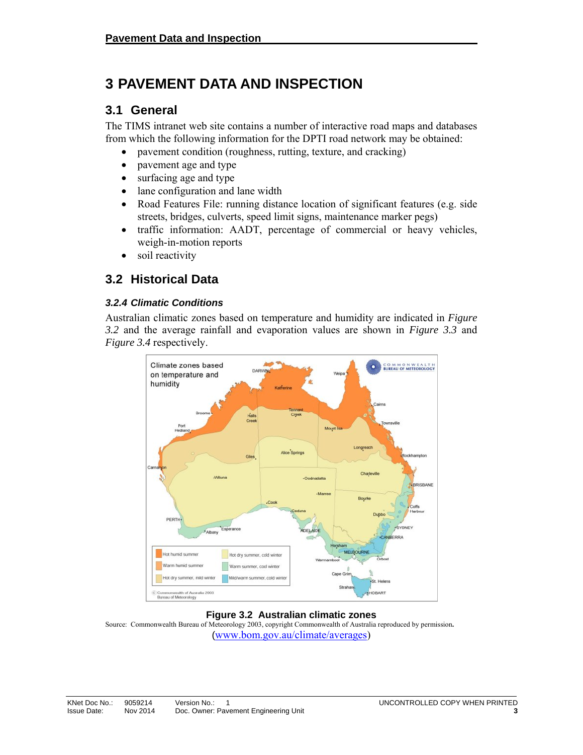# 3 PAVEMENT DATA AND INSPECTION

## 3.1 General

The TIMS intranet web site contains a number of interactive road maps and databases from which the following information for the DPTI road network may be obtained:

- pavement condition (roughness, rutting, texture, and cracking)
- pavement age and type
- surfacing age and type
- lane configuration and lane width
- Road Features File: running distance location of significant features (e.g. side streets, bridges, culverts, speed limit signs, maintenance marker pegs)
- traffic information: AADT, percentage of commercial or heavy vehicles, weigh-in-motion reports
- soil reactivity

## 3.2 Historical Data

### 3.2.4 Climatic Conditions

Australian climatic zones based on temperature and humidity are indicated in *Figure 3.2* and the average rainfall and evaporation values are shown in *Figure 3.3* and *Figure 3.4* respectively.

**Figure 3.2 Australian climatic zones**

Source: Commonwealth Bureau of Meteorology 2003, copyright Commonwealth of Australia reproduced by permission.

(www.bom.gov.au/climate/averages)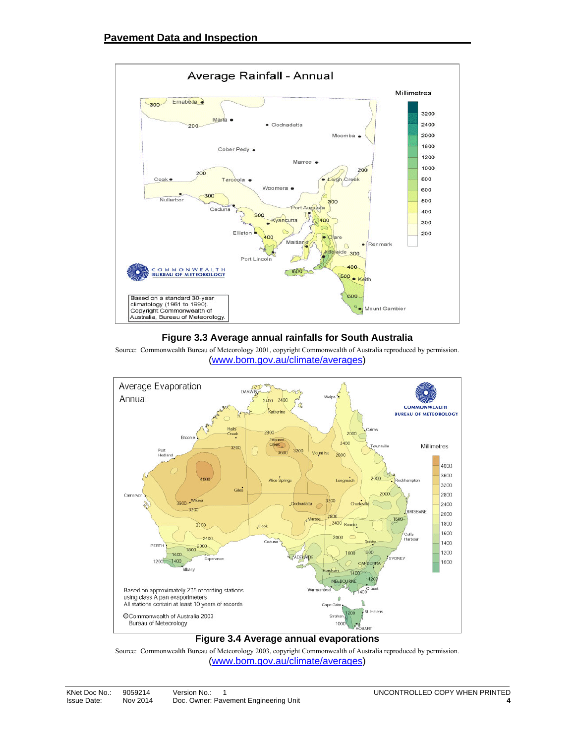**Figure 3.3 Average annual rainfalls for South Australia**

Source: Commonwealth Bureau of Meteorology 2001, copyright Commonwealth of Australia reproduced by permission. (www.bom.gov.au/climate/averages)

**Figure 3.4 Average annual evaporations**

Source: Commonwealth Bureau of Meteorology 2003, copyright Commonwealth of Australia reproduced by permission. (www.bom.gov.au/climate/averages)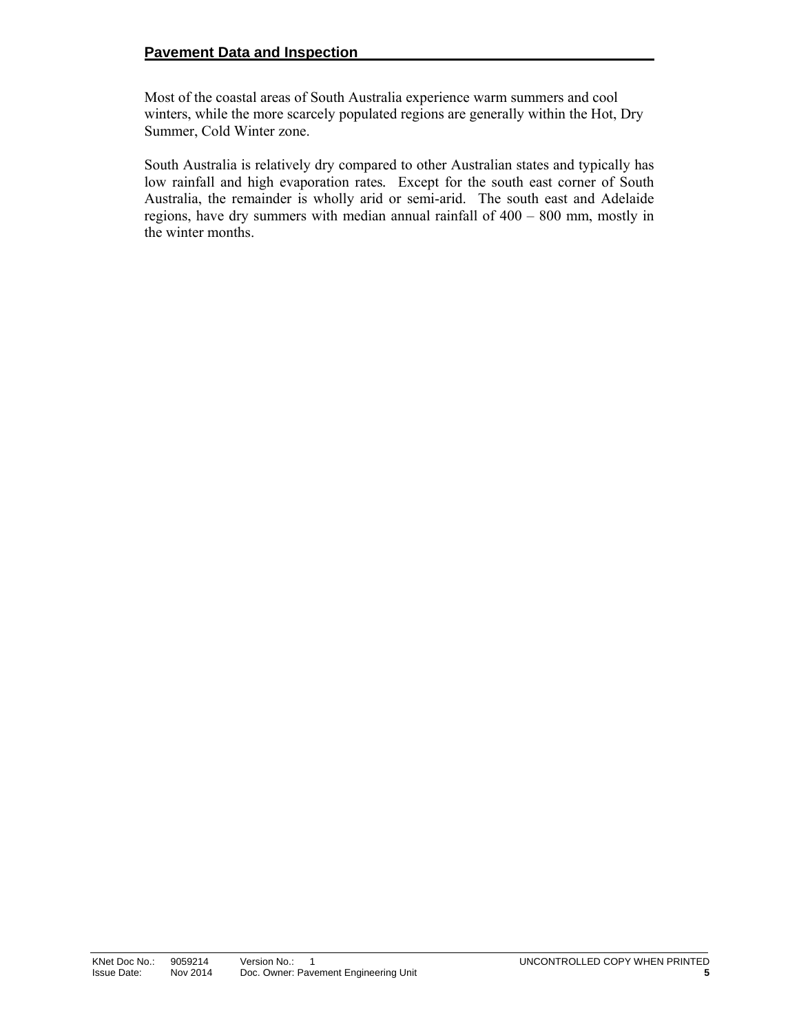Most of the coastal areas of South Australia experience warm summers and cool winters, while the more scarcely populated regions are generally within the Hot, Dry Summer, Cold Winter zone.

South Australia is relatively dry compared to other Australian states and typically has low rainfall and high evaporation rates. Except for the south east corner of South Australia, the remainder is wholly arid or semi-arid. The south east and Adelaide regions, have dry summers with median annual rainfall of 400 – 800 mm, mostly in the winter months.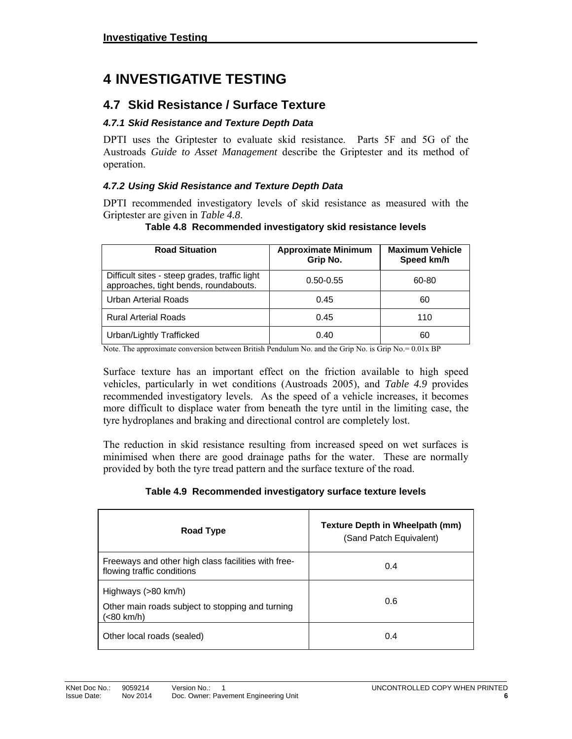# 4 INVESTIGATIVE TESTING

## 4.7 Skid Resistance / Surface Texture

### *4.7.1 Skid Resistance and Texture Depth Data*

DPTI uses the Griptester to evaluate skid resistance. Parts 5F and 5G of the Austroads *Guide to Asset Management* describe the Griptester and its method of operation.

### *4.7.2 Using Skid Resistance and Texture Depth Data*

DPTI recommended investigatory levels of skid resistance as measured with the Griptester are given in *Table 4.8*.

**Table 4.8 Recommended investigatory skid resistance levels**

| Road Situation | Approximate Minimum Grip No. | Maximum Vehicle Speed km/h |
|---|---|---|
| Difficult sites - steep grades, traffic light approaches, tight bends, roundabouts. | 0.50-0.55 | 60-80 |
| Urban Arterial Roads | 0.45 | 60 |
| Rural Arterial Roads | 0.45 | 110 |
| Urban/Lightly Trafficked | 0.40 | 60 |

Note. The approximate conversion between British Pendulum No. and the Grip No. is Grip No.= 0.01x BP

Surface texture has an important effect on the friction available to high speed vehicles, particularly in wet conditions (Austroads 2005), and *Table 4.9* provides recommended investigatory levels. As the speed of a vehicle increases, it becomes more difficult to displace water from beneath the tyre until in the limiting case, the tyre hydroplanes and braking and directional control are completely lost.

The reduction in skid resistance resulting from increased speed on wet surfaces is minimised when there are good drainage paths for the water. These are normally provided by both the tyre tread pattern and the surface texture of the road.

**Table 4.9 Recommended investigatory surface texture levels**

| Road Type | Texture Depth in Wheelpath (mm) (Sand Patch Equivalent) |
|---|---|
| Freeways and other high class facilities with free-flowing traffic conditions | 0.4 |
| Highways (>80 km/h)<br>Other main roads subject to stopping and turning (<80 km/h) | 0.6 |
| Other local roads (sealed) | 0.4 |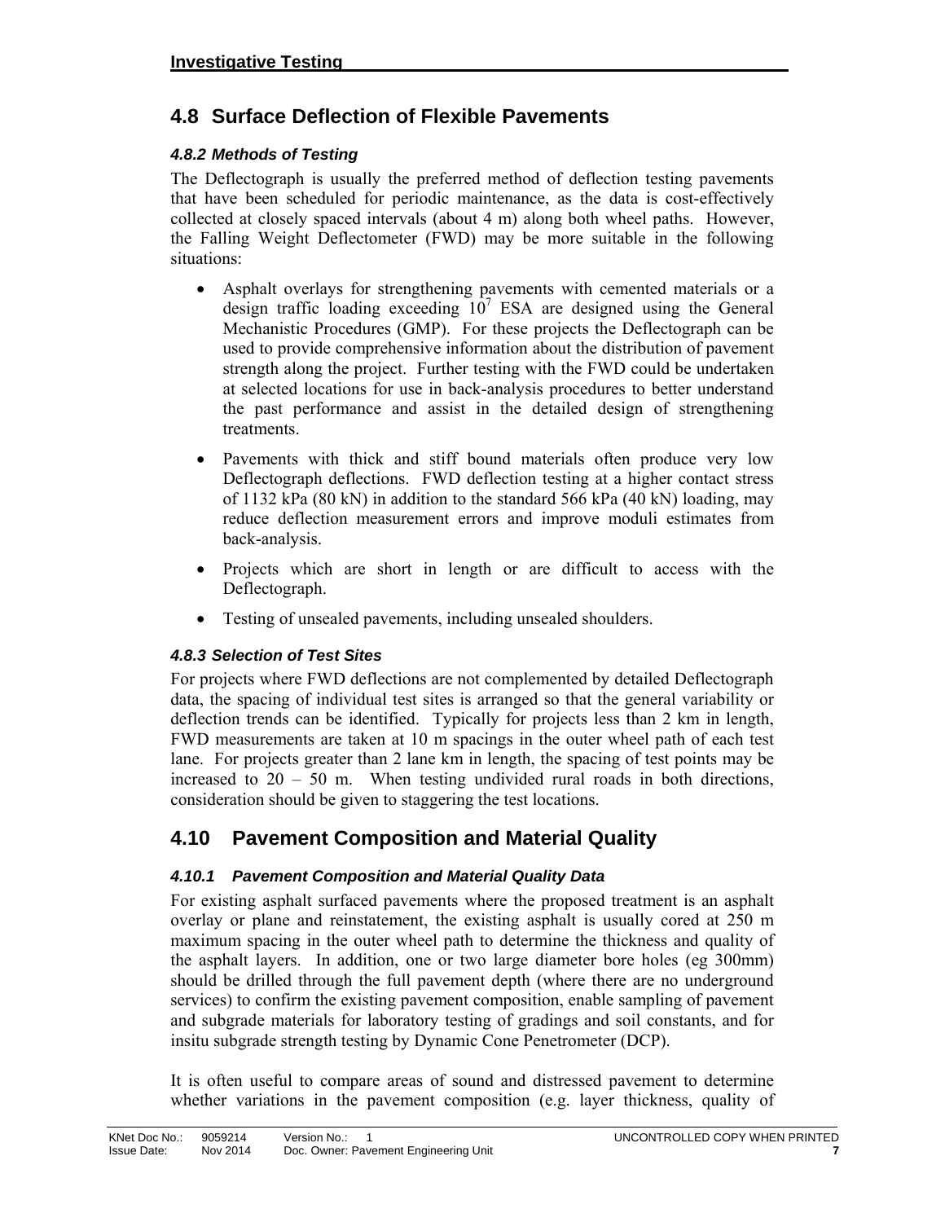## 4.8 Surface Deflection of Flexible Pavements

### *4.8.2 Methods of Testing*

The Deflectograph is usually the preferred method of deflection testing pavements that have been scheduled for periodic maintenance, as the data is cost-effectively collected at closely spaced intervals (about 4 m) along both wheel paths. However, the Falling Weight Deflectometer (FWD) may be more suitable in the following situations:

- Asphalt overlays for strengthening pavements with cemented materials or a design traffic loading exceeding $10^7$ ESA are designed using the General Mechanistic Procedures (GMP). For these projects the Deflectograph can be used to provide comprehensive information about the distribution of pavement strength along the project. Further testing with the FWD could be undertaken at selected locations for use in back-analysis procedures to better understand the past performance and assist in the detailed design of strengthening treatments.
- Pavements with thick and stiff bound materials often produce very low Deflectograph deflections. FWD deflection testing at a higher contact stress of 1132 kPa (80 kN) in addition to the standard 566 kPa (40 kN) loading, may reduce deflection measurement errors and improve moduli estimates from back-analysis.
- Projects which are short in length or are difficult to access with the Deflectograph.
- Testing of unsealed pavements, including unsealed shoulders.

### *4.8.3 Selection of Test Sites*

For projects where FWD deflections are not complemented by detailed Deflectograph data, the spacing of individual test sites is arranged so that the general variability or deflection trends can be identified. Typically for projects less than 2 km in length, FWD measurements are taken at 10 m spacings in the outer wheel path of each test lane. For projects greater than 2 lane km in length, the spacing of test points may be increased to 20 – 50 m. When testing undivided rural roads in both directions, consideration should be given to staggering the test locations.

## 4.10 Pavement Composition and Material Quality

### *4.10.1 Pavement Composition and Material Quality Data*

For existing asphalt surfaced pavements where the proposed treatment is an asphalt overlay or plane and reinstatement, the existing asphalt is usually cored at 250 m maximum spacing in the outer wheel path to determine the thickness and quality of the asphalt layers. In addition, one or two large diameter bore holes (eg 300mm) should be drilled through the full pavement depth (where there are no underground services) to confirm the existing pavement composition, enable sampling of pavement and subgrade materials for laboratory testing of gradings and soil constants, and for insitu subgrade strength testing by Dynamic Cone Penetrometer (DCP).

It is often useful to compare areas of sound and distressed pavement to determine whether variations in the pavement composition (e.g. layer thickness, quality of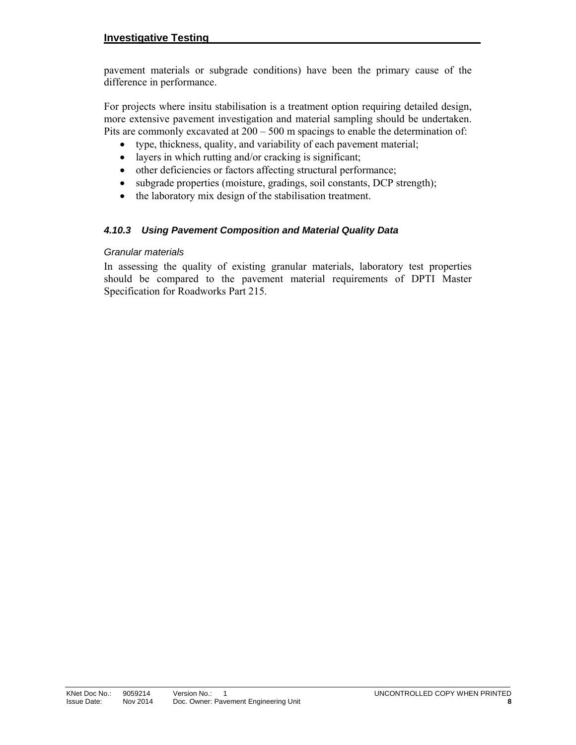pavement materials or subgrade conditions) have been the primary cause of the difference in performance.

For projects where insitu stabilisation is a treatment option requiring detailed design, more extensive pavement investigation and material sampling should be undertaken. Pits are commonly excavated at 200 – 500 m spacings to enable the determination of:

- type, thickness, quality, and variability of each pavement material;
- layers in which rutting and/or cracking is significant;
- other deficiencies or factors affecting structural performance;
- subgrade properties (moisture, gradings, soil constants, DCP strength);
- the laboratory mix design of the stabilisation treatment.

### *4.10.3 Using Pavement Composition and Material Quality Data*

*Granular materials*

In assessing the quality of existing granular materials, laboratory test properties should be compared to the pavement material requirements of DPTI Master Specification for Roadworks Part 215.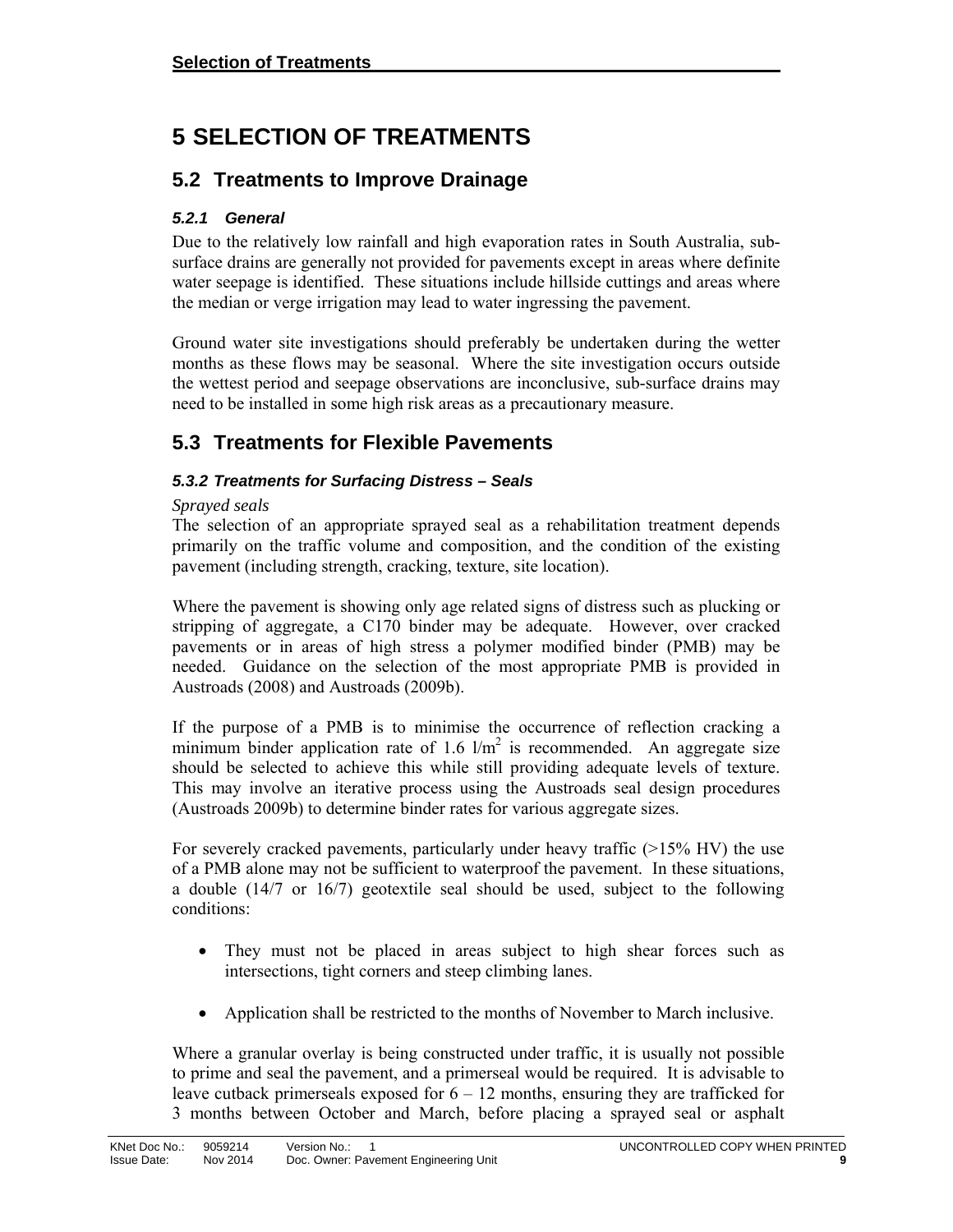# 5 SELECTION OF TREATMENTS

## 5.2 Treatments to Improve Drainage

### *5.2.1 General*

Due to the relatively low rainfall and high evaporation rates in South Australia, sub-surface drains are generally not provided for pavements except in areas where definite water seepage is identified. These situations include hillside cuttings and areas where the median or verge irrigation may lead to water ingressing the pavement.

Ground water site investigations should preferably be undertaken during the wetter months as these flows may be seasonal. Where the site investigation occurs outside the wettest period and seepage observations are inconclusive, sub-surface drains may need to be installed in some high risk areas as a precautionary measure.

## 5.3 Treatments for Flexible Pavements

### *5.3.2 Treatments for Surfacing Distress – Seals*

*Sprayed seals*

The selection of an appropriate sprayed seal as a rehabilitation treatment depends primarily on the traffic volume and composition, and the condition of the existing pavement (including strength, cracking, texture, site location).

Where the pavement is showing only age related signs of distress such as plucking or stripping of aggregate, a C170 binder may be adequate. However, over cracked pavements or in areas of high stress a polymer modified binder (PMB) may be needed. Guidance on the selection of the most appropriate PMB is provided in Austroads (2008) and Austroads (2009b).

If the purpose of a PMB is to minimise the occurrence of reflection cracking a minimum binder application rate of 1.6 $l/m^2$ is recommended. An aggregate size should be selected to achieve this while still providing adequate levels of texture. This may involve an iterative process using the Austroads seal design procedures (Austroads 2009b) to determine binder rates for various aggregate sizes.

For severely cracked pavements, particularly under heavy traffic (>15% HV) the use of a PMB alone may not be sufficient to waterproof the pavement. In these situations, a double (14/7 or 16/7) geotextile seal should be used, subject to the following conditions:

- They must not be placed in areas subject to high shear forces such as intersections, tight corners and steep climbing lanes.
- Application shall be restricted to the months of November to March inclusive.

Where a granular overlay is being constructed under traffic, it is usually not possible to prime and seal the pavement, and a primerseal would be required. It is advisable to leave cutback primerseals exposed for 6 – 12 months, ensuring they are trafficked for 3 months between October and March, before placing a sprayed seal or asphalt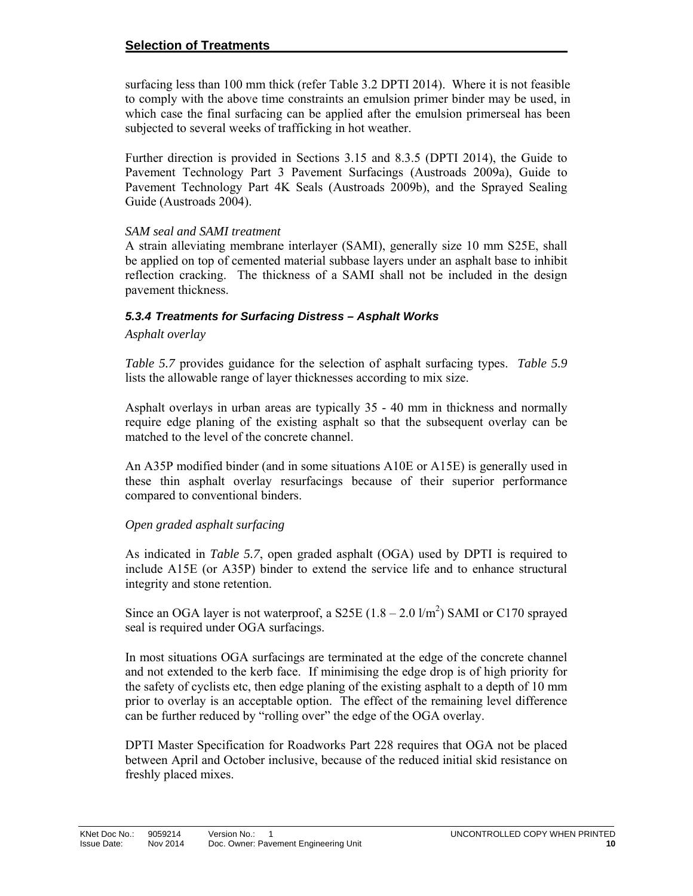surfacing less than 100 mm thick (refer Table 3.2 DPTI 2014). Where it is not feasible to comply with the above time constraints an emulsion primer binder may be used, in which case the final surfacing can be applied after the emulsion primerseal has been subjected to several weeks of trafficking in hot weather.

Further direction is provided in Sections 3.15 and 8.3.5 (DPTI 2014), the Guide to Pavement Technology Part 3 Pavement Surfacings (Austroads 2009a), Guide to Pavement Technology Part 4K Seals (Austroads 2009b), and the Sprayed Sealing Guide (Austroads 2004).

*SAM seal and SAMI treatment*

A strain alleviating membrane interlayer (SAMI), generally size 10 mm S25E, shall be applied on top of cemented material subbase layers under an asphalt base to inhibit reflection cracking. The thickness of a SAMI shall not be included in the design pavement thickness.

### *5.3.4 Treatments for Surfacing Distress – Asphalt Works*

*Asphalt overlay*

*Table 5.7* provides guidance for the selection of asphalt surfacing types. *Table 5.9* lists the allowable range of layer thicknesses according to mix size.

Asphalt overlays in urban areas are typically 35 - 40 mm in thickness and normally require edge planing of the existing asphalt so that the subsequent overlay can be matched to the level of the concrete channel.

An A35P modified binder (and in some situations A10E or A15E) is generally used in these thin asphalt overlay resurfacings because of their superior performance compared to conventional binders.

*Open graded asphalt surfacing*

As indicated in *Table 5.7*, open graded asphalt (OGA) used by DPTI is required to include A15E (or A35P) binder to extend the service life and to enhance structural integrity and stone retention.

Since an OGA layer is not waterproof, a S25E (1.8 – 2.0 l/m$^2$) SAMI or C170 sprayed seal is required under OGA surfacings.

In most situations OGA surfacings are terminated at the edge of the concrete channel and not extended to the kerb face. If minimising the edge drop is of high priority for the safety of cyclists etc, then edge planing of the existing asphalt to a depth of 10 mm prior to overlay is an acceptable option. The effect of the remaining level difference can be further reduced by "rolling over" the edge of the OGA overlay.

DPTI Master Specification for Roadworks Part 228 requires that OGA not be placed between April and October inclusive, because of the reduced initial skid resistance on freshly placed mixes.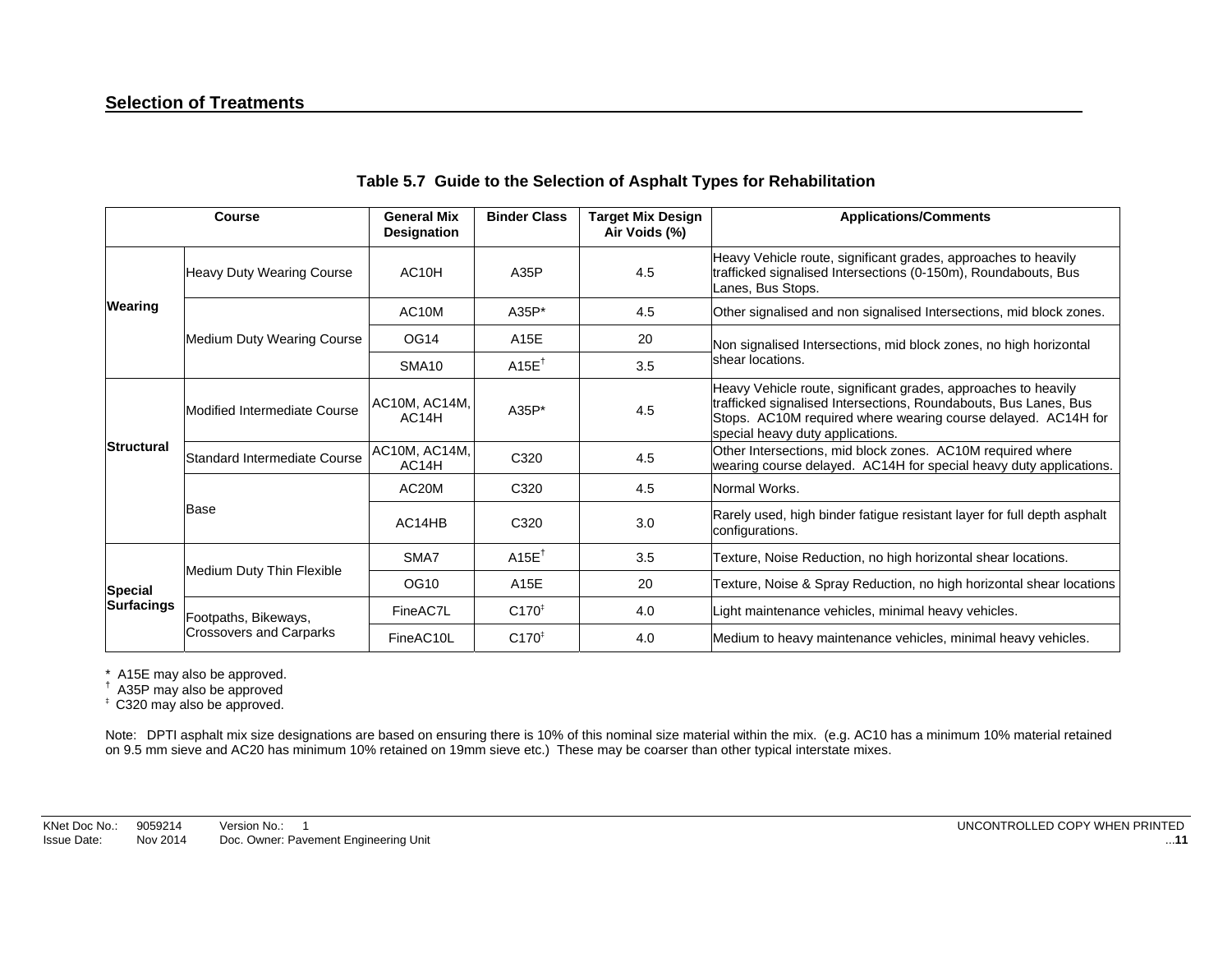## Selection of Treatments

**Table 5.7 Guide to the Selection of Asphalt Types for Rehabilitation**

| Course | | General Mix Designation | Binder Class | Target Mix Design Air Voids (%) | Applications/Comments |
|---|---|---|---|---|---|
| Wearing | Heavy Duty Wearing Course | AC10H | A35P | 4.5 | Heavy Vehicle route, significant grades, approaches to heavily trafficked signalised Intersections (0-150m), Roundabouts, Bus Lanes, Bus Stops. |
| | Medium Duty Wearing Course | AC10M | A35P* | 4.5 | Other signalised and non signalised Intersections, mid block zones. |
| | | OG14 | A15E | 20 | Non signalised Intersections, mid block zones, no high horizontal shear locations. |
| | | SMA10 | A15E† | 3.5 | |
| Structural | Modified Intermediate Course | AC10M, AC14M, AC14H | A35P* | 4.5 | Heavy Vehicle route, significant grades, approaches to heavily trafficked signalised Intersections, Roundabouts, Bus Lanes, Bus Stops. AC10M required where wearing course delayed. AC14H for special heavy duty applications. |
| | Standard Intermediate Course | AC10M, AC14M, AC14H | C320 | 4.5 | Other Intersections, mid block zones. AC10M required where wearing course delayed. AC14H for special heavy duty applications. |
| | Base | AC20M | C320 | 4.5 | Normal Works. |
| | | AC14HB | C320 | 3.0 | Rarely used, high binder fatigue resistant layer for full depth asphalt configurations. |
| Special Surfacings | Medium Duty Thin Flexible | SMA7 | A15E† | 3.5 | Texture, Noise Reduction, no high horizontal shear locations. |
| | | OG10 | A15E | 20 | Texture, Noise & Spray Reduction, no high horizontal shear locations |
| | Footpaths, Bikeways, Crossovers and Carparks | FineAC7L | C170‡ | 4.0 | Light maintenance vehicles, minimal heavy vehicles. |
| | | FineAC10L | C170‡ | 4.0 | Medium to heavy maintenance vehicles, minimal heavy vehicles. |

\* A15E may also be approved.
† A35P may also be approved
‡ C320 may also be approved.

Note: DPTI asphalt mix size designations are based on ensuring there is 10% of this nominal size material within the mix. (e.g. AC10 has a minimum 10% material retained on 9.5 mm sieve and AC20 has minimum 10% retained on 19mm sieve etc.) These may be coarser than other typical interstate mixes.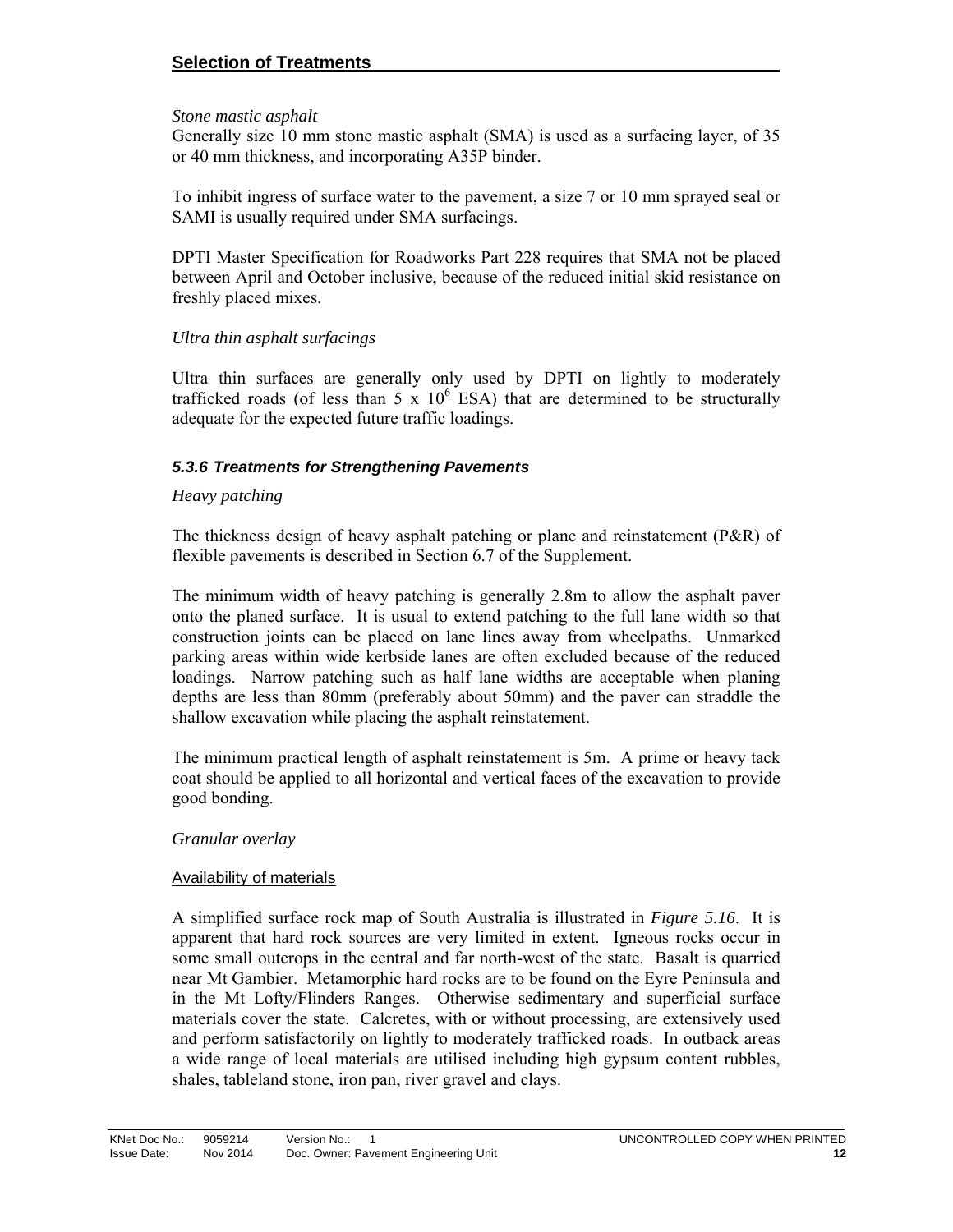*Stone mastic asphalt*

Generally size 10 mm stone mastic asphalt (SMA) is used as a surfacing layer, of 35 or 40 mm thickness, and incorporating A35P binder.

To inhibit ingress of surface water to the pavement, a size 7 or 10 mm sprayed seal or SAMI is usually required under SMA surfacings.

DPTI Master Specification for Roadworks Part 228 requires that SMA not be placed between April and October inclusive, because of the reduced initial skid resistance on freshly placed mixes.

*Ultra thin asphalt surfacings*

Ultra thin surfaces are generally only used by DPTI on lightly to moderately trafficked roads (of less than $5 \times 10^6$ ESA) that are determined to be structurally adequate for the expected future traffic loadings.

### *5.3.6 Treatments for Strengthening Pavements*

*Heavy patching*

The thickness design of heavy asphalt patching or plane and reinstatement (P&R) of flexible pavements is described in Section 6.7 of the Supplement.

The minimum width of heavy patching is generally 2.8m to allow the asphalt paver onto the planed surface. It is usual to extend patching to the full lane width so that construction joints can be placed on lane lines away from wheelpaths. Unmarked parking areas within wide kerbside lanes are often excluded because of the reduced loadings. Narrow patching such as half lane widths are acceptable when planing depths are less than 80mm (preferably about 50mm) and the paver can straddle the shallow excavation while placing the asphalt reinstatement.

The minimum practical length of asphalt reinstatement is 5m. A prime or heavy tack coat should be applied to all horizontal and vertical faces of the excavation to provide good bonding.

*Granular overlay*

Availability of materials

A simplified surface rock map of South Australia is illustrated in *Figure 5.16*. It is apparent that hard rock sources are very limited in extent. Igneous rocks occur in some small outcrops in the central and far north-west of the state. Basalt is quarried near Mt Gambier. Metamorphic hard rocks are to be found on the Eyre Peninsula and in the Mt Lofty/Flinders Ranges. Otherwise sedimentary and superficial surface materials cover the state. Calcretes, with or without processing, are extensively used and perform satisfactorily on lightly to moderately trafficked roads. In outback areas a wide range of local materials are utilised including high gypsum content rubbles, shales, tableland stone, iron pan, river gravel and clays.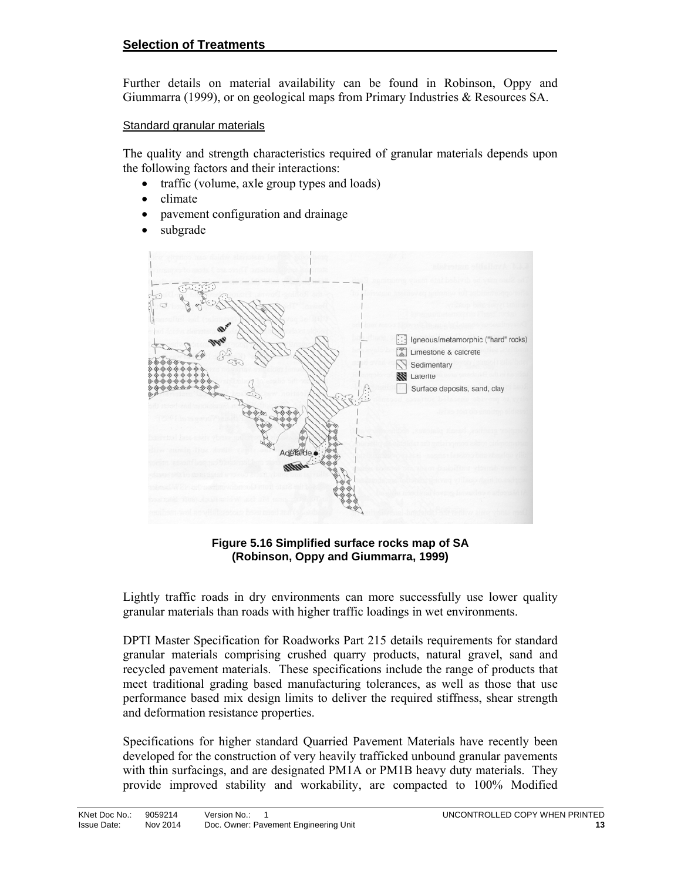## Selection of Treatments

Further details on material availability can be found in Robinson, Oppy and Giummarra (1999), or on geological maps from Primary Industries & Resources SA.

### Standard granular materials

The quality and strength characteristics required of granular materials depends upon the following factors and their interactions:

- traffic (volume, axle group types and loads)
- climate
- pavement configuration and drainage
- subgrade

**Figure 5.16 Simplified surface rocks map of SA (Robinson, Oppy and Giummarra, 1999)**

Lightly traffic roads in dry environments can more successfully use lower quality granular materials than roads with higher traffic loadings in wet environments.

DPTI Master Specification for Roadworks Part 215 details requirements for standard granular materials comprising crushed quarry products, natural gravel, sand and recycled pavement materials. These specifications include the range of products that meet traditional grading based manufacturing tolerances, as well as those that use performance based mix design limits to deliver the required stiffness, shear strength and deformation resistance properties.

Specifications for higher standard Quarried Pavement Materials have recently been developed for the construction of very heavily trafficked unbound granular pavements with thin surfacings, and are designated PM1A or PM1B heavy duty materials. They provide improved stability and workability, are compacted to 100% Modified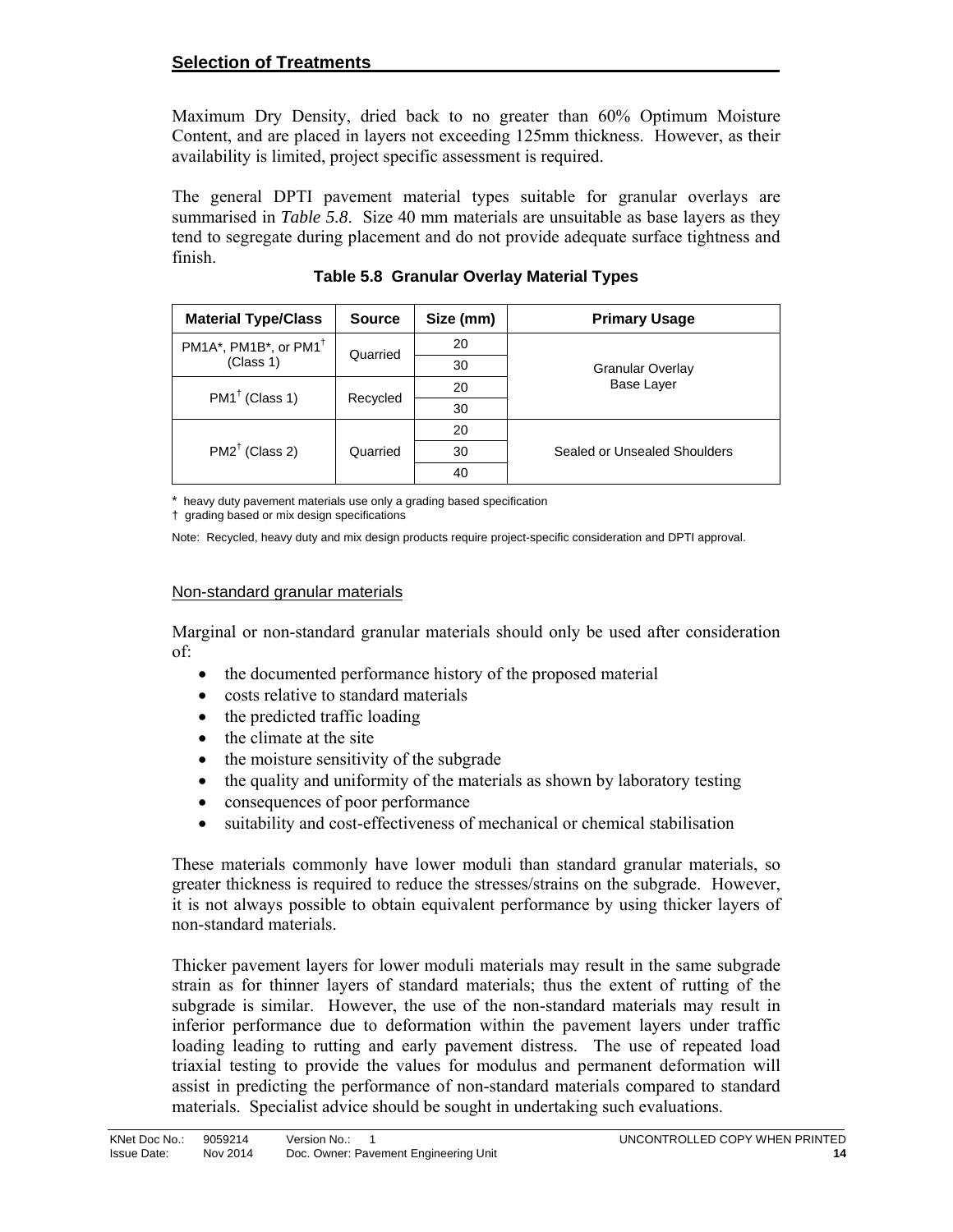Maximum Dry Density, dried back to no greater than 60% Optimum Moisture Content, and are placed in layers not exceeding 125mm thickness. However, as their availability is limited, project specific assessment is required.

The general DPTI pavement material types suitable for granular overlays are summarised in *Table 5.8*. Size 40 mm materials are unsuitable as base layers as they tend to segregate during placement and do not provide adequate surface tightness and finish.

**Table 5.8 Granular Overlay Material Types**

| Material Type/Class | Source | Size (mm) | Primary Usage |
|---|---|---|---|
| PM1A*, PM1B*, or PM1† (Class 1) | Quarried | 20 | Granular Overlay Base Layer |
| | | 30 | |
| PM1† (Class 1) | Recycled | 20 | |
| | | 30 | |
| PM2† (Class 2) | Quarried | 20 | Sealed or Unsealed Shoulders |
| | | 30 | |
| | | 40 | |

\* heavy duty pavement materials use only a grading based specification
† grading based or mix design specifications

Note: Recycled, heavy duty and mix design products require project-specific consideration and DPTI approval.

Non-standard granular materials

Marginal or non-standard granular materials should only be used after consideration of:

- the documented performance history of the proposed material
- costs relative to standard materials
- the predicted traffic loading
- the climate at the site
- the moisture sensitivity of the subgrade
- the quality and uniformity of the materials as shown by laboratory testing
- consequences of poor performance
- suitability and cost-effectiveness of mechanical or chemical stabilisation

These materials commonly have lower moduli than standard granular materials, so greater thickness is required to reduce the stresses/strains on the subgrade. However, it is not always possible to obtain equivalent performance by using thicker layers of non-standard materials.

Thicker pavement layers for lower moduli materials may result in the same subgrade strain as for thinner layers of standard materials; thus the extent of rutting of the subgrade is similar. However, the use of the non-standard materials may result in inferior performance due to deformation within the pavement layers under traffic loading leading to rutting and early pavement distress. The use of repeated load triaxial testing to provide the values for modulus and permanent deformation will assist in predicting the performance of non-standard materials compared to standard materials. Specialist advice should be sought in undertaking such evaluations.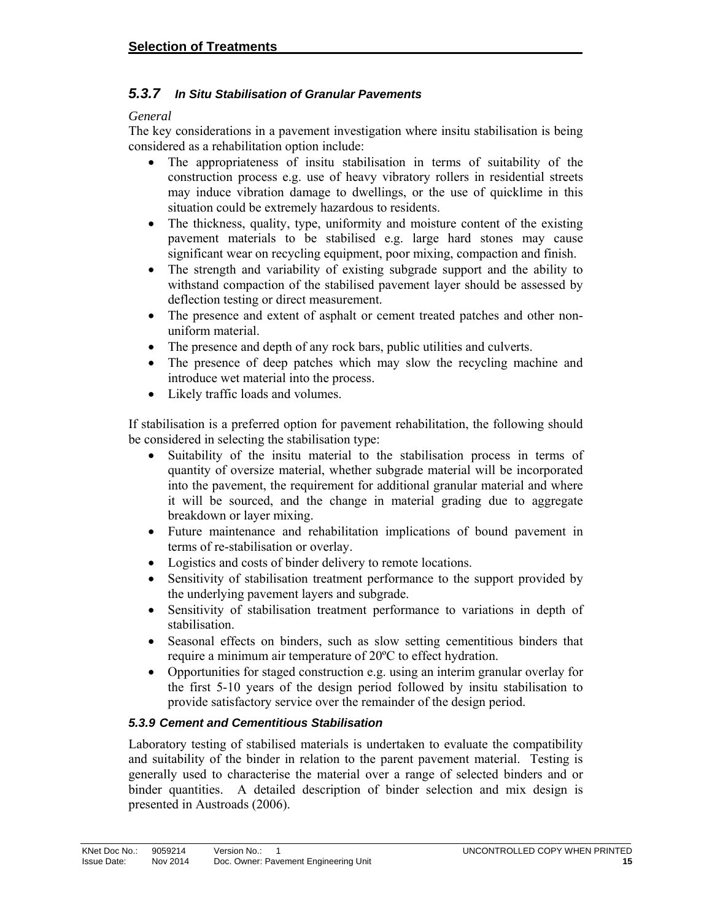### 5.3.7 *In Situ Stabilisation of Granular Pavements*

*General*

The key considerations in a pavement investigation where insitu stabilisation is being considered as a rehabilitation option include:

- The appropriateness of insitu stabilisation in terms of suitability of the construction process e.g. use of heavy vibratory rollers in residential streets may induce vibration damage to dwellings, or the use of quicklime in this situation could be extremely hazardous to residents.
- The thickness, quality, type, uniformity and moisture content of the existing pavement materials to be stabilised e.g. large hard stones may cause significant wear on recycling equipment, poor mixing, compaction and finish.
- The strength and variability of existing subgrade support and the ability to withstand compaction of the stabilised pavement layer should be assessed by deflection testing or direct measurement.
- The presence and extent of asphalt or cement treated patches and other non-uniform material.
- The presence and depth of any rock bars, public utilities and culverts.
- The presence of deep patches which may slow the recycling machine and introduce wet material into the process.
- Likely traffic loads and volumes.

If stabilisation is a preferred option for pavement rehabilitation, the following should be considered in selecting the stabilisation type:

- Suitability of the insitu material to the stabilisation process in terms of quantity of oversize material, whether subgrade material will be incorporated into the pavement, the requirement for additional granular material and where it will be sourced, and the change in material grading due to aggregate breakdown or layer mixing.
- Future maintenance and rehabilitation implications of bound pavement in terms of re-stabilisation or overlay.
- Logistics and costs of binder delivery to remote locations.
- Sensitivity of stabilisation treatment performance to the support provided by the underlying pavement layers and subgrade.
- Sensitivity of stabilisation treatment performance to variations in depth of stabilisation.
- Seasonal effects on binders, such as slow setting cementitious binders that require a minimum air temperature of 20ºC to effect hydration.
- Opportunities for staged construction e.g. using an interim granular overlay for the first 5-10 years of the design period followed by insitu stabilisation to provide satisfactory service over the remainder of the design period.

### 5.3.9 Cement and Cementitious Stabilisation

Laboratory testing of stabilised materials is undertaken to evaluate the compatibility and suitability of the binder in relation to the parent pavement material. Testing is generally used to characterise the material over a range of selected binders and or binder quantities. A detailed description of binder selection and mix design is presented in Austroads (2006).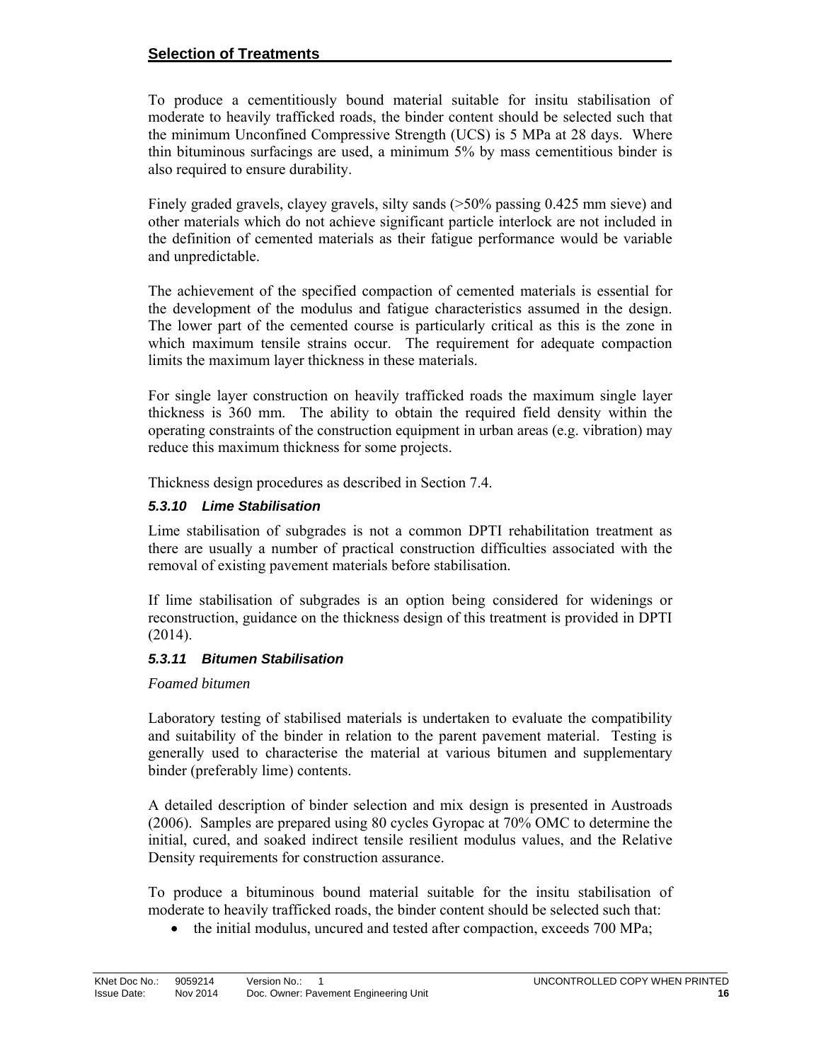To produce a cementitiously bound material suitable for insitu stabilisation of moderate to heavily trafficked roads, the binder content should be selected such that the minimum Unconfined Compressive Strength (UCS) is 5 MPa at 28 days. Where thin bituminous surfacings are used, a minimum 5% by mass cementitious binder is also required to ensure durability.

Finely graded gravels, clayey gravels, silty sands (>50% passing 0.425 mm sieve) and other materials which do not achieve significant particle interlock are not included in the definition of cemented materials as their fatigue performance would be variable and unpredictable.

The achievement of the specified compaction of cemented materials is essential for the development of the modulus and fatigue characteristics assumed in the design. The lower part of the cemented course is particularly critical as this is the zone in which maximum tensile strains occur. The requirement for adequate compaction limits the maximum layer thickness in these materials.

For single layer construction on heavily trafficked roads the maximum single layer thickness is 360 mm. The ability to obtain the required field density within the operating constraints of the construction equipment in urban areas (e.g. vibration) may reduce this maximum thickness for some projects.

Thickness design procedures as described in Section 7.4.

### *5.3.10 Lime Stabilisation*

Lime stabilisation of subgrades is not a common DPTI rehabilitation treatment as there are usually a number of practical construction difficulties associated with the removal of existing pavement materials before stabilisation.

If lime stabilisation of subgrades is an option being considered for widenings or reconstruction, guidance on the thickness design of this treatment is provided in DPTI (2014).

### *5.3.11 Bitumen Stabilisation*

*Foamed bitumen*

Laboratory testing of stabilised materials is undertaken to evaluate the compatibility and suitability of the binder in relation to the parent pavement material. Testing is generally used to characterise the material at various bitumen and supplementary binder (preferably lime) contents.

A detailed description of binder selection and mix design is presented in Austroads (2006). Samples are prepared using 80 cycles Gyropac at 70% OMC to determine the initial, cured, and soaked indirect tensile resilient modulus values, and the Relative Density requirements for construction assurance.

To produce a bituminous bound material suitable for the insitu stabilisation of moderate to heavily trafficked roads, the binder content should be selected such that:

- the initial modulus, uncured and tested after compaction, exceeds 700 MPa;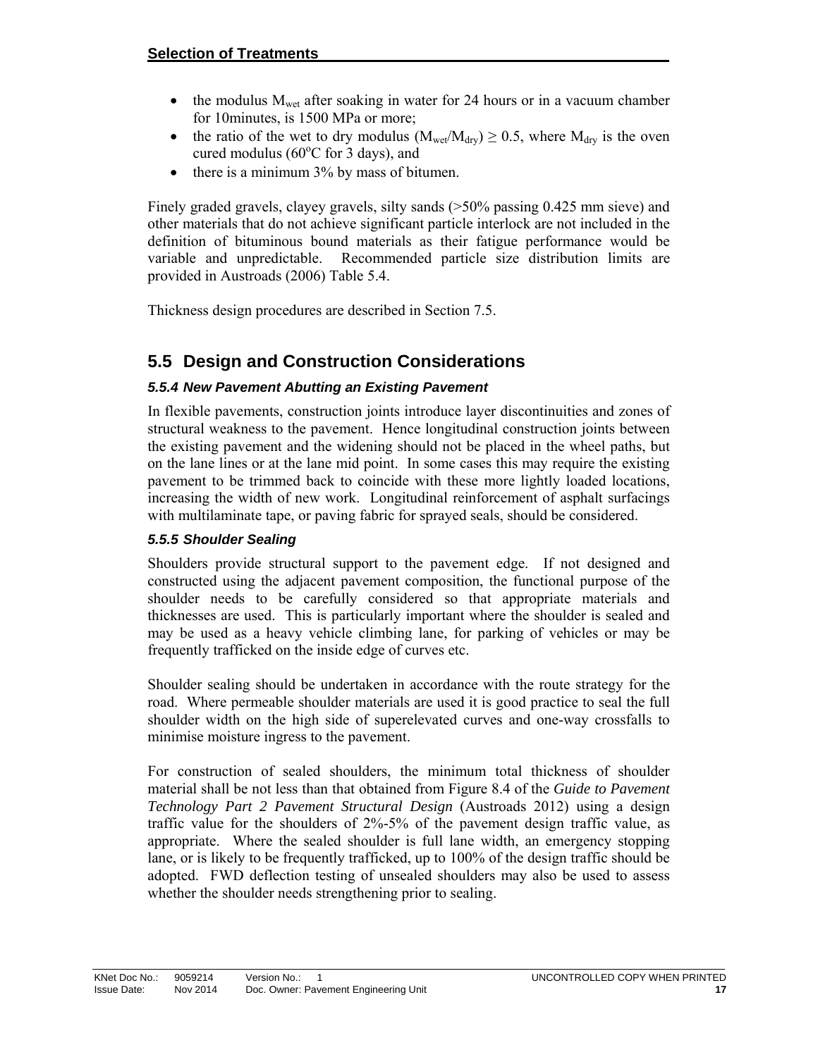- the modulus $M_{wet}$ after soaking in water for 24 hours or in a vacuum chamber for 10minutes, is 1500 MPa or more;
- the ratio of the wet to dry modulus ($M_{wet}/M_{dry}$) $\geq$ 0.5, where $M_{dry}$ is the oven cured modulus (60$^{o}$C for 3 days), and
- there is a minimum 3% by mass of bitumen.

Finely graded gravels, clayey gravels, silty sands (>50% passing 0.425 mm sieve) and other materials that do not achieve significant particle interlock are not included in the definition of bituminous bound materials as their fatigue performance would be variable and unpredictable. Recommended particle size distribution limits are provided in Austroads (2006) Table 5.4.

Thickness design procedures are described in Section 7.5.

## 5.5 Design and Construction Considerations

### *5.5.4 New Pavement Abutting an Existing Pavement*

In flexible pavements, construction joints introduce layer discontinuities and zones of structural weakness to the pavement. Hence longitudinal construction joints between the existing pavement and the widening should not be placed in the wheel paths, but on the lane lines or at the lane mid point. In some cases this may require the existing pavement to be trimmed back to coincide with these more lightly loaded locations, increasing the width of new work. Longitudinal reinforcement of asphalt surfacings with multilaminate tape, or paving fabric for sprayed seals, should be considered.

### *5.5.5 Shoulder Sealing*

Shoulders provide structural support to the pavement edge. If not designed and constructed using the adjacent pavement composition, the functional purpose of the shoulder needs to be carefully considered so that appropriate materials and thicknesses are used. This is particularly important where the shoulder is sealed and may be used as a heavy vehicle climbing lane, for parking of vehicles or may be frequently trafficked on the inside edge of curves etc.

Shoulder sealing should be undertaken in accordance with the route strategy for the road. Where permeable shoulder materials are used it is good practice to seal the full shoulder width on the high side of superelevated curves and one-way crossfalls to minimise moisture ingress to the pavement.

For construction of sealed shoulders, the minimum total thickness of shoulder material shall be not less than that obtained from Figure 8.4 of the *Guide to Pavement Technology Part 2 Pavement Structural Design* (Austroads 2012) using a design traffic value for the shoulders of 2%-5% of the pavement design traffic value, as appropriate. Where the sealed shoulder is full lane width, an emergency stopping lane, or is likely to be frequently trafficked, up to 100% of the design traffic should be adopted. FWD deflection testing of unsealed shoulders may also be used to assess whether the shoulder needs strengthening prior to sealing.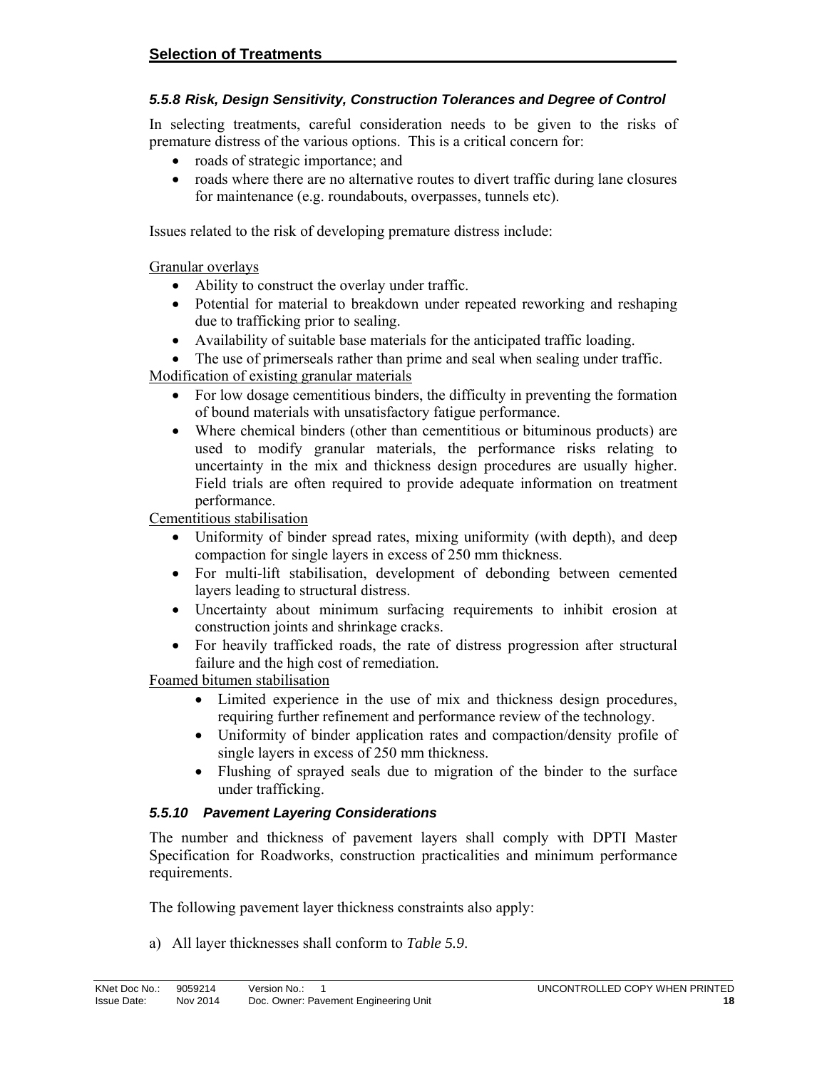### 5.5.8 Risk, Design Sensitivity, Construction Tolerances and Degree of Control

In selecting treatments, careful consideration needs to be given to the risks of premature distress of the various options. This is a critical concern for:

- roads of strategic importance; and
- roads where there are no alternative routes to divert traffic during lane closures for maintenance (e.g. roundabouts, overpasses, tunnels etc).

Issues related to the risk of developing premature distress include:

<u>Granular overlays</u>

- Ability to construct the overlay under traffic.
- Potential for material to breakdown under repeated reworking and reshaping due to trafficking prior to sealing.
- Availability of suitable base materials for the anticipated traffic loading.
- The use of primerseals rather than prime and seal when sealing under traffic.

<u>Modification of existing granular materials</u>

- For low dosage cementitious binders, the difficulty in preventing the formation of bound materials with unsatisfactory fatigue performance.
- Where chemical binders (other than cementitious or bituminous products) are used to modify granular materials, the performance risks relating to uncertainty in the mix and thickness design procedures are usually higher. Field trials are often required to provide adequate information on treatment performance.

<u>Cementitious stabilisation</u>

- Uniformity of binder spread rates, mixing uniformity (with depth), and deep compaction for single layers in excess of 250 mm thickness.
- For multi-lift stabilisation, development of debonding between cemented layers leading to structural distress.
- Uncertainty about minimum surfacing requirements to inhibit erosion at construction joints and shrinkage cracks.
- For heavily trafficked roads, the rate of distress progression after structural failure and the high cost of remediation.

<u>Foamed bitumen stabilisation</u>

- Limited experience in the use of mix and thickness design procedures, requiring further refinement and performance review of the technology.
- Uniformity of binder application rates and compaction/density profile of single layers in excess of 250 mm thickness.
- Flushing of sprayed seals due to migration of the binder to the surface under trafficking.

### 5.5.10 Pavement Layering Considerations

The number and thickness of pavement layers shall comply with DPTI Master Specification for Roadworks, construction practicalities and minimum performance requirements.

The following pavement layer thickness constraints also apply:

a) All layer thicknesses shall conform to *Table 5.9*.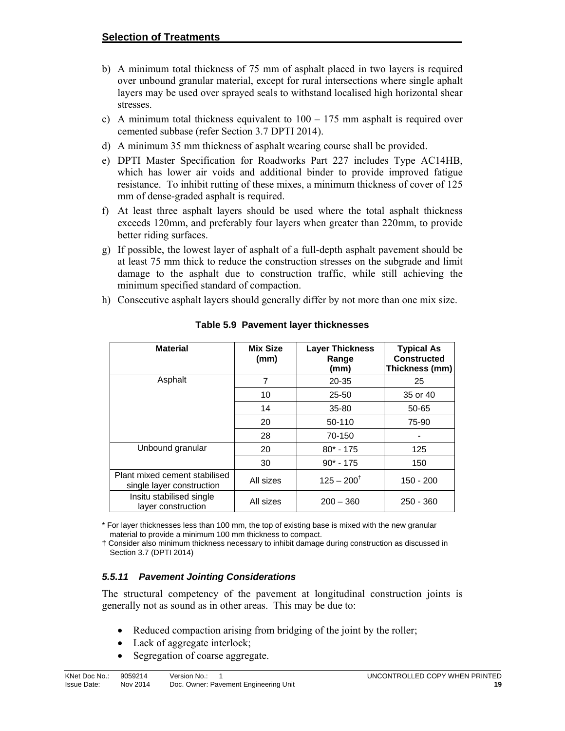b) A minimum total thickness of 75 mm of asphalt placed in two layers is required over unbound granular material, except for rural intersections where single aphalt layers may be used over sprayed seals to withstand localised high horizontal shear stresses.

c) A minimum total thickness equivalent to 100 – 175 mm asphalt is required over cemented subbase (refer Section 3.7 DPTI 2014).

d) A minimum 35 mm thickness of asphalt wearing course shall be provided.

e) DPTI Master Specification for Roadworks Part 227 includes Type AC14HB, which has lower air voids and additional binder to provide improved fatigue resistance. To inhibit rutting of these mixes, a minimum thickness of cover of 125 mm of dense-graded asphalt is required.

f) At least three asphalt layers should be used where the total asphalt thickness exceeds 120mm, and preferably four layers when greater than 220mm, to provide better riding surfaces.

g) If possible, the lowest layer of asphalt of a full-depth asphalt pavement should be at least 75 mm thick to reduce the construction stresses on the subgrade and limit damage to the asphalt due to construction traffic, while still achieving the minimum specified standard of compaction.

h) Consecutive asphalt layers should generally differ by not more than one mix size.

**Table 5.9 Pavement layer thicknesses**

| Material | Mix Size (mm) | Layer Thickness Range (mm) | Typical As Constructed Thickness (mm) |
|---|---|---|---|
| Asphalt | 7 | 20-35 | 25 |
| | 10 | 25-50 | 35 or 40 |
| | 14 | 35-80 | 50-65 |
| | 20 | 50-110 | 75-90 |
| | 28 | 70-150 | - |
| Unbound granular | 20 | 80* - 175 | 125 |
| | 30 | 90* - 175 | 150 |
| Plant mixed cement stabilised single layer construction | All sizes | 125 – 200† | 150 - 200 |
| Insitu stabilised single layer construction | All sizes | 200 – 360 | 250 - 360 |

\* For layer thicknesses less than 100 mm, the top of existing base is mixed with the new granular material to provide a minimum 100 mm thickness to compact.

† Consider also minimum thickness necessary to inhibit damage during construction as discussed in Section 3.7 (DPTI 2014)

### *5.5.11 Pavement Jointing Considerations*

The structural competency of the pavement at longitudinal construction joints is generally not as sound as in other areas. This may be due to:

- Reduced compaction arising from bridging of the joint by the roller;
- Lack of aggregate interlock;
- Segregation of coarse aggregate.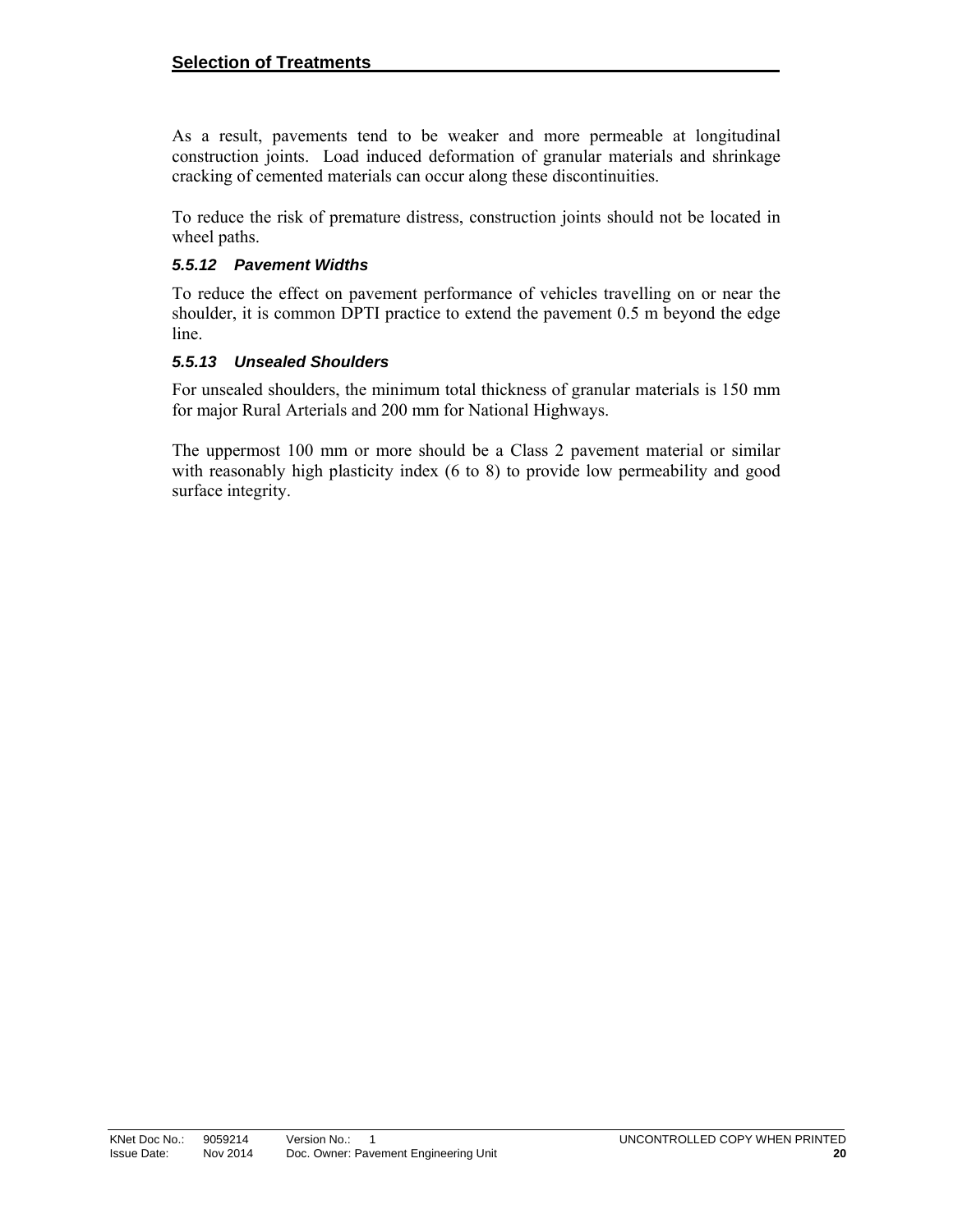As a result, pavements tend to be weaker and more permeable at longitudinal construction joints. Load induced deformation of granular materials and shrinkage cracking of cemented materials can occur along these discontinuities.

To reduce the risk of premature distress, construction joints should not be located in wheel paths.

#### *5.5.12 Pavement Widths*

To reduce the effect on pavement performance of vehicles travelling on or near the shoulder, it is common DPTI practice to extend the pavement 0.5 m beyond the edge line.

#### *5.5.13 Unsealed Shoulders*

For unsealed shoulders, the minimum total thickness of granular materials is 150 mm for major Rural Arterials and 200 mm for National Highways.

The uppermost 100 mm or more should be a Class 2 pavement material or similar with reasonably high plasticity index (6 to 8) to provide low permeability and good surface integrity.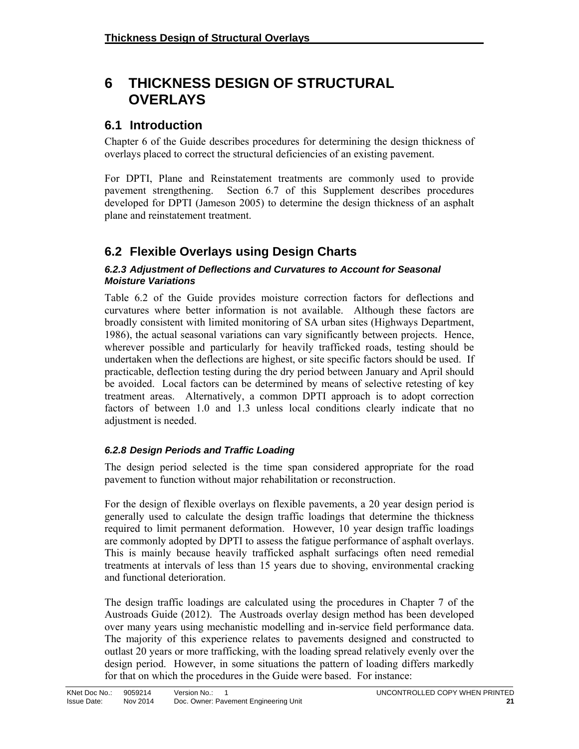# 6 THICKNESS DESIGN OF STRUCTURAL OVERLAYS

## 6.1 Introduction

Chapter 6 of the Guide describes procedures for determining the design thickness of overlays placed to correct the structural deficiencies of an existing pavement.

For DPTI, Plane and Reinstatement treatments are commonly used to provide pavement strengthening. Section 6.7 of this Supplement describes procedures developed for DPTI (Jameson 2005) to determine the design thickness of an asphalt plane and reinstatement treatment.

## 6.2 Flexible Overlays using Design Charts

### *6.2.3 Adjustment of Deflections and Curvatures to Account for Seasonal Moisture Variations*

Table 6.2 of the Guide provides moisture correction factors for deflections and curvatures where better information is not available. Although these factors are broadly consistent with limited monitoring of SA urban sites (Highways Department, 1986), the actual seasonal variations can vary significantly between projects. Hence, wherever possible and particularly for heavily trafficked roads, testing should be undertaken when the deflections are highest, or site specific factors should be used. If practicable, deflection testing during the dry period between January and April should be avoided. Local factors can be determined by means of selective retesting of key treatment areas. Alternatively, a common DPTI approach is to adopt correction factors of between 1.0 and 1.3 unless local conditions clearly indicate that no adjustment is needed.

### *6.2.8 Design Periods and Traffic Loading*

The design period selected is the time span considered appropriate for the road pavement to function without major rehabilitation or reconstruction.

For the design of flexible overlays on flexible pavements, a 20 year design period is generally used to calculate the design traffic loadings that determine the thickness required to limit permanent deformation. However, 10 year design traffic loadings are commonly adopted by DPTI to assess the fatigue performance of asphalt overlays. This is mainly because heavily trafficked asphalt surfacings often need remedial treatments at intervals of less than 15 years due to shoving, environmental cracking and functional deterioration.

The design traffic loadings are calculated using the procedures in Chapter 7 of the Austroads Guide (2012). The Austroads overlay design method has been developed over many years using mechanistic modelling and in-service field performance data. The majority of this experience relates to pavements designed and constructed to outlast 20 years or more trafficking, with the loading spread relatively evenly over the design period. However, in some situations the pattern of loading differs markedly for that on which the procedures in the Guide were based. For instance: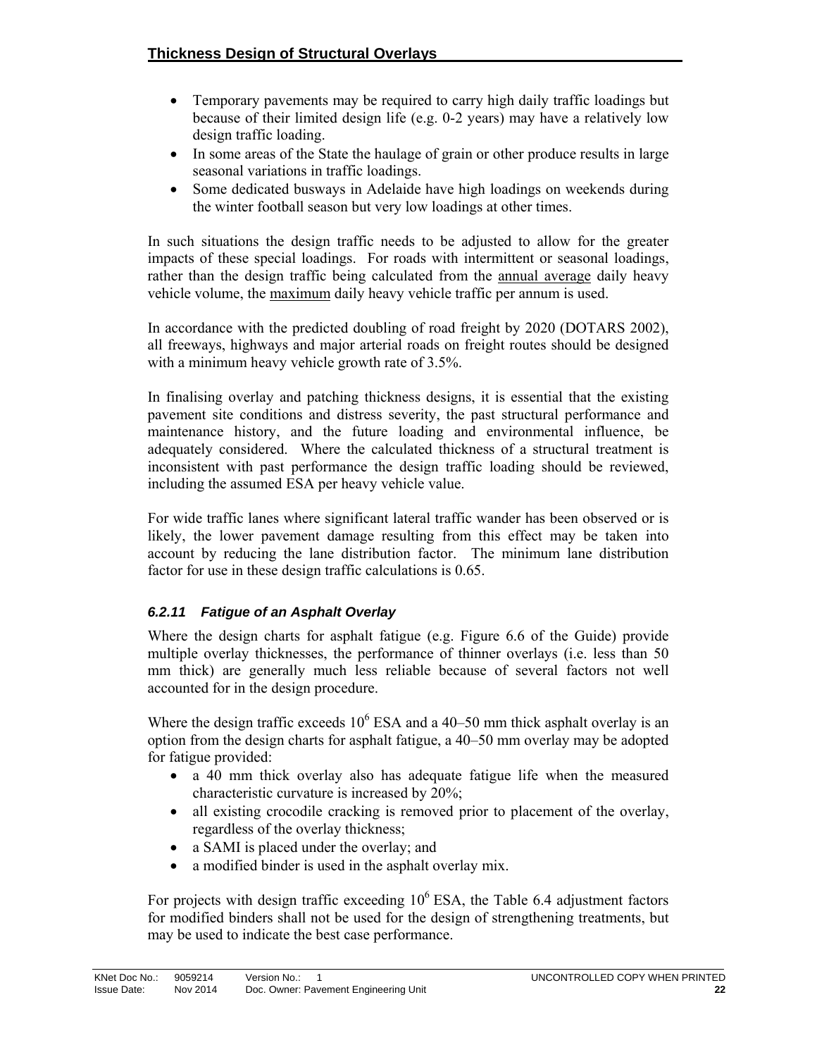- Temporary pavements may be required to carry high daily traffic loadings but because of their limited design life (e.g. 0-2 years) may have a relatively low design traffic loading.
- In some areas of the State the haulage of grain or other produce results in large seasonal variations in traffic loadings.
- Some dedicated busways in Adelaide have high loadings on weekends during the winter football season but very low loadings at other times.

In such situations the design traffic needs to be adjusted to allow for the greater impacts of these special loadings. For roads with intermittent or seasonal loadings, rather than the design traffic being calculated from the annual average daily heavy vehicle volume, the maximum daily heavy vehicle traffic per annum is used.

In accordance with the predicted doubling of road freight by 2020 (DOTARS 2002), all freeways, highways and major arterial roads on freight routes should be designed with a minimum heavy vehicle growth rate of 3.5%.

In finalising overlay and patching thickness designs, it is essential that the existing pavement site conditions and distress severity, the past structural performance and maintenance history, and the future loading and environmental influence, be adequately considered. Where the calculated thickness of a structural treatment is inconsistent with past performance the design traffic loading should be reviewed, including the assumed ESA per heavy vehicle value.

For wide traffic lanes where significant lateral traffic wander has been observed or is likely, the lower pavement damage resulting from this effect may be taken into account by reducing the lane distribution factor. The minimum lane distribution factor for use in these design traffic calculations is 0.65.

### *6.2.11 Fatigue of an Asphalt Overlay*

Where the design charts for asphalt fatigue (e.g. Figure 6.6 of the Guide) provide multiple overlay thicknesses, the performance of thinner overlays (i.e. less than 50 mm thick) are generally much less reliable because of several factors not well accounted for in the design procedure.

Where the design traffic exceeds $10^6$ ESA and a 40–50 mm thick asphalt overlay is an option from the design charts for asphalt fatigue, a 40–50 mm overlay may be adopted for fatigue provided:

- a 40 mm thick overlay also has adequate fatigue life when the measured characteristic curvature is increased by 20%;
- all existing crocodile cracking is removed prior to placement of the overlay, regardless of the overlay thickness;
- a SAMI is placed under the overlay; and
- a modified binder is used in the asphalt overlay mix.

For projects with design traffic exceeding $10^6$ ESA, the Table 6.4 adjustment factors for modified binders shall not be used for the design of strengthening treatments, but may be used to indicate the best case performance.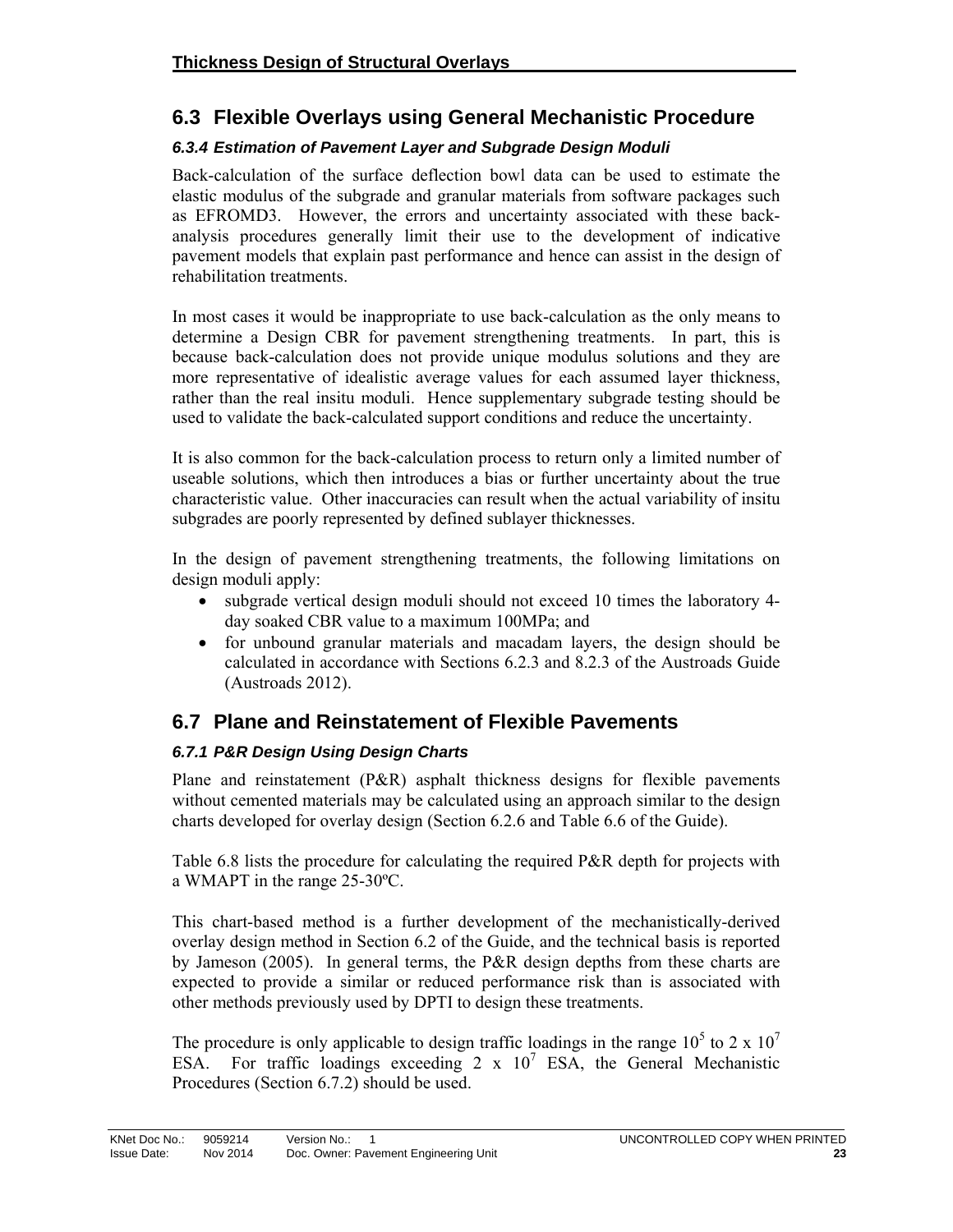## 6.3 Flexible Overlays using General Mechanistic Procedure

### *6.3.4 Estimation of Pavement Layer and Subgrade Design Moduli*

Back-calculation of the surface deflection bowl data can be used to estimate the elastic modulus of the subgrade and granular materials from software packages such as EFROMD3. However, the errors and uncertainty associated with these back-analysis procedures generally limit their use to the development of indicative pavement models that explain past performance and hence can assist in the design of rehabilitation treatments.

In most cases it would be inappropriate to use back-calculation as the only means to determine a Design CBR for pavement strengthening treatments. In part, this is because back-calculation does not provide unique modulus solutions and they are more representative of idealistic average values for each assumed layer thickness, rather than the real insitu moduli. Hence supplementary subgrade testing should be used to validate the back-calculated support conditions and reduce the uncertainty.

It is also common for the back-calculation process to return only a limited number of useable solutions, which then introduces a bias or further uncertainty about the true characteristic value. Other inaccuracies can result when the actual variability of insitu subgrades are poorly represented by defined sublayer thicknesses.

In the design of pavement strengthening treatments, the following limitations on design moduli apply:

- subgrade vertical design moduli should not exceed 10 times the laboratory 4-day soaked CBR value to a maximum 100MPa; and
- for unbound granular materials and macadam layers, the design should be calculated in accordance with Sections 6.2.3 and 8.2.3 of the Austroads Guide (Austroads 2012).

## 6.7 Plane and Reinstatement of Flexible Pavements

### *6.7.1 P&R Design Using Design Charts*

Plane and reinstatement (P&R) asphalt thickness designs for flexible pavements without cemented materials may be calculated using an approach similar to the design charts developed for overlay design (Section 6.2.6 and Table 6.6 of the Guide).

Table 6.8 lists the procedure for calculating the required P&R depth for projects with a WMAPT in the range 25-30ºC.

This chart-based method is a further development of the mechanistically-derived overlay design method in Section 6.2 of the Guide, and the technical basis is reported by Jameson (2005). In general terms, the P&R design depths from these charts are expected to provide a similar or reduced performance risk than is associated with other methods previously used by DPTI to design these treatments.

The procedure is only applicable to design traffic loadings in the range $10^5$ to $2 \times 10^7$ ESA. For traffic loadings exceeding $2 \times 10^7$ ESA, the General Mechanistic Procedures (Section 6.7.2) should be used.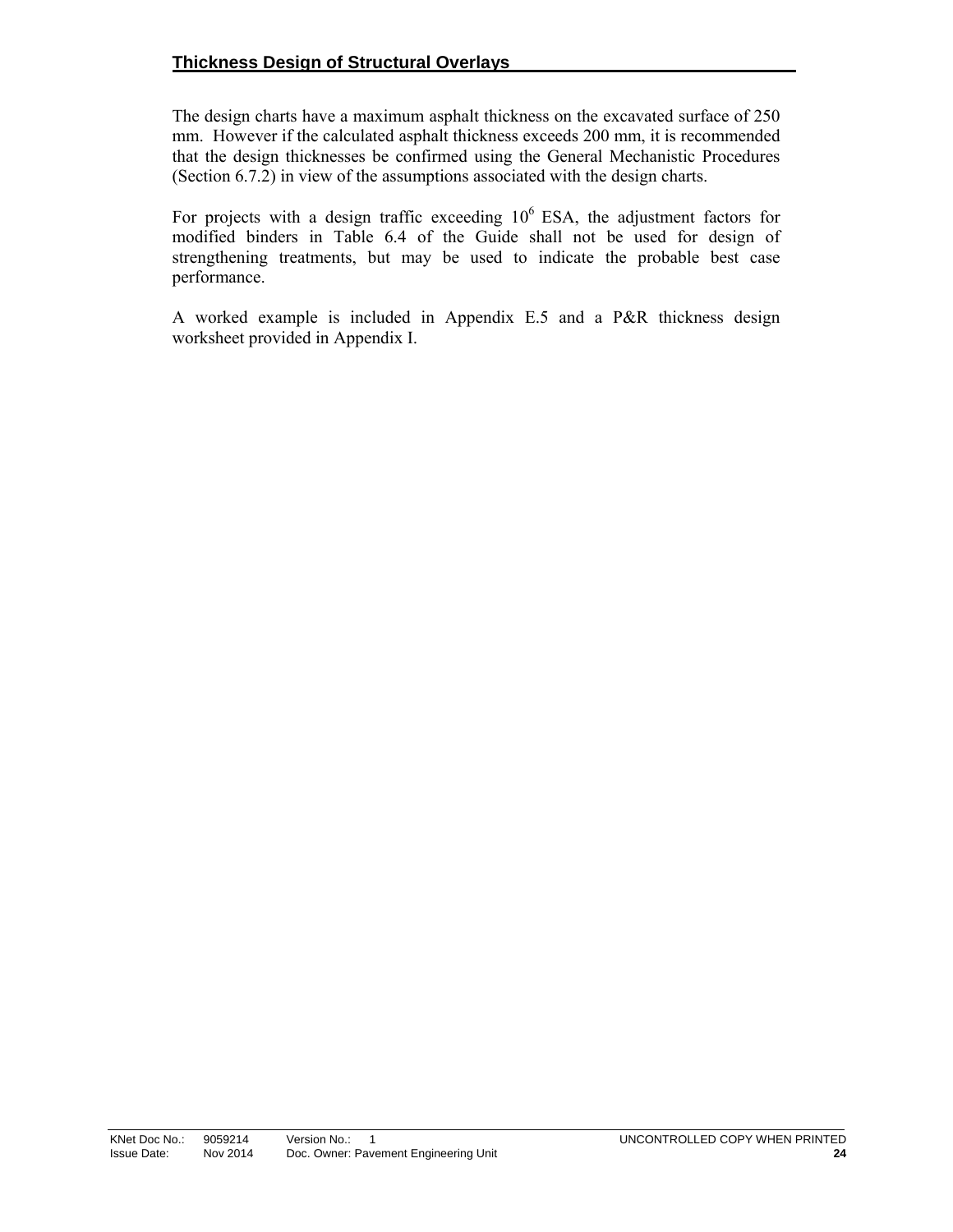The design charts have a maximum asphalt thickness on the excavated surface of 250 mm. However if the calculated asphalt thickness exceeds 200 mm, it is recommended that the design thicknesses be confirmed using the General Mechanistic Procedures (Section 6.7.2) in view of the assumptions associated with the design charts.

For projects with a design traffic exceeding $10^6$ ESA, the adjustment factors for modified binders in Table 6.4 of the Guide shall not be used for design of strengthening treatments, but may be used to indicate the probable best case performance.

A worked example is included in Appendix E.5 and a P&R thickness design worksheet provided in Appendix I.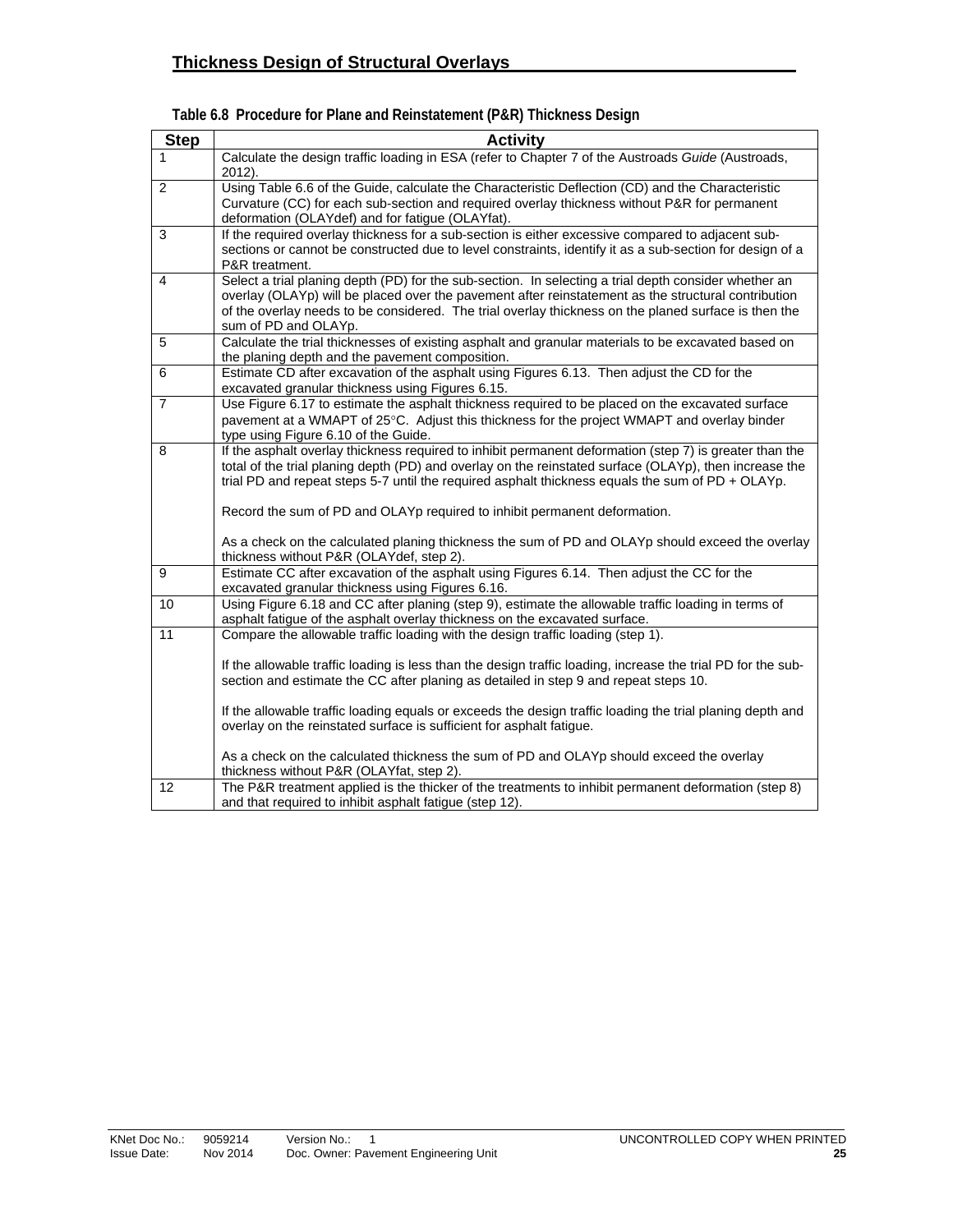**Table 6.8 Procedure for Plane and Reinstatement (P&R) Thickness Design**

| Step | Activity |
|---|---|
| 1 | Calculate the design traffic loading in ESA (refer to Chapter 7 of the Austroads *Guide* (Austroads, 2012). |
| 2 | Using Table 6.6 of the Guide, calculate the Characteristic Deflection (CD) and the Characteristic Curvature (CC) for each sub-section and required overlay thickness without P&R for permanent deformation (OLAYdef) and for fatigue (OLAYfat). |
| 3 | If the required overlay thickness for a sub-section is either excessive compared to adjacent sub-sections or cannot be constructed due to level constraints, identify it as a sub-section for design of a P&R treatment. |
| 4 | Select a trial planing depth (PD) for the sub-section. In selecting a trial depth consider whether an overlay (OLAYp) will be placed over the pavement after reinstatement as the structural contribution of the overlay needs to be considered. The trial overlay thickness on the planed surface is then the sum of PD and OLAYp. |
| 5 | Calculate the trial thicknesses of existing asphalt and granular materials to be excavated based on the planing depth and the pavement composition. |
| 6 | Estimate CD after excavation of the asphalt using Figures 6.13. Then adjust the CD for the excavated granular thickness using Figures 6.15. |
| 7 | Use Figure 6.17 to estimate the asphalt thickness required to be placed on the excavated surface pavement at a WMAPT of 25°C. Adjust this thickness for the project WMAPT and overlay binder type using Figure 6.10 of the Guide. |
| 8 | If the asphalt overlay thickness required to inhibit permanent deformation (step 7) is greater than the total of the trial planing depth (PD) and overlay on the reinstated surface (OLAYp), then increase the trial PD and repeat steps 5-7 until the required asphalt thickness equals the sum of PD + OLAYp.<br><br>Record the sum of PD and OLAYp required to inhibit permanent deformation.<br><br>As a check on the calculated planing thickness the sum of PD and OLAYp should exceed the overlay thickness without P&R (OLAYdef, step 2). |
| 9 | Estimate CC after excavation of the asphalt using Figures 6.14. Then adjust the CC for the excavated granular thickness using Figures 6.16. |
| 10 | Using Figure 6.18 and CC after planing (step 9), estimate the allowable traffic loading in terms of asphalt fatigue of the asphalt overlay thickness on the excavated surface. |
| 11 | Compare the allowable traffic loading with the design traffic loading (step 1).<br><br>If the allowable traffic loading is less than the design traffic loading, increase the trial PD for the sub-section and estimate the CC after planing as detailed in step 9 and repeat steps 10.<br><br>If the allowable traffic loading equals or exceeds the design traffic loading the trial planing depth and overlay on the reinstated surface is sufficient for asphalt fatigue.<br><br>As a check on the calculated thickness the sum of PD and OLAYp should exceed the overlay thickness without P&R (OLAYfat, step 2). |
| 12 | The P&R treatment applied is the thicker of the treatments to inhibit permanent deformation (step 8) and that required to inhibit asphalt fatigue (step 12). |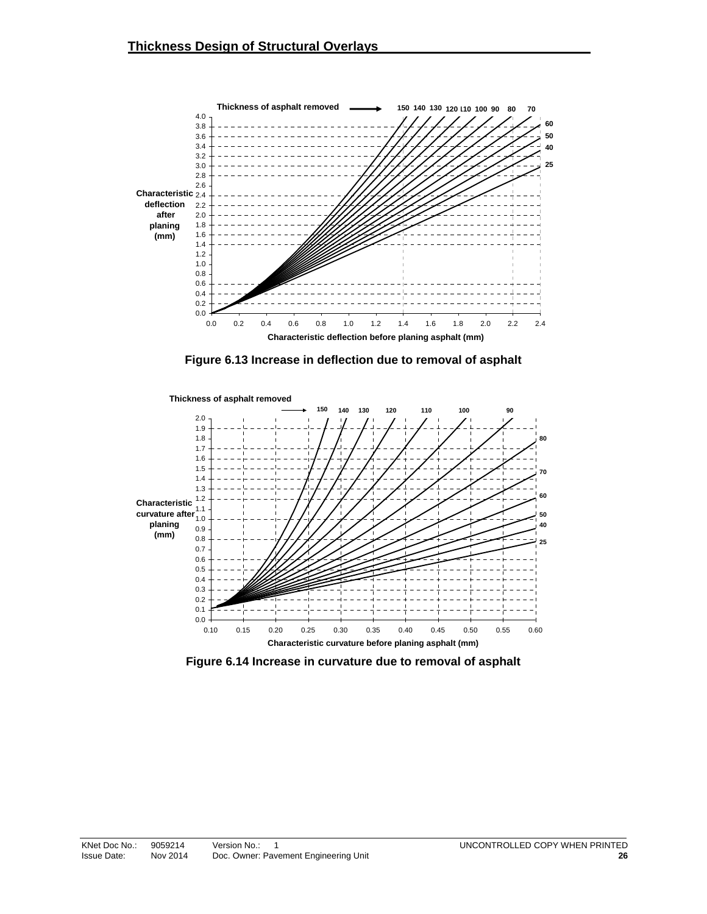Figure 6.13 Increase in deflection due to removal of asphalt

Figure 6.14 Increase in curvature due to removal of asphalt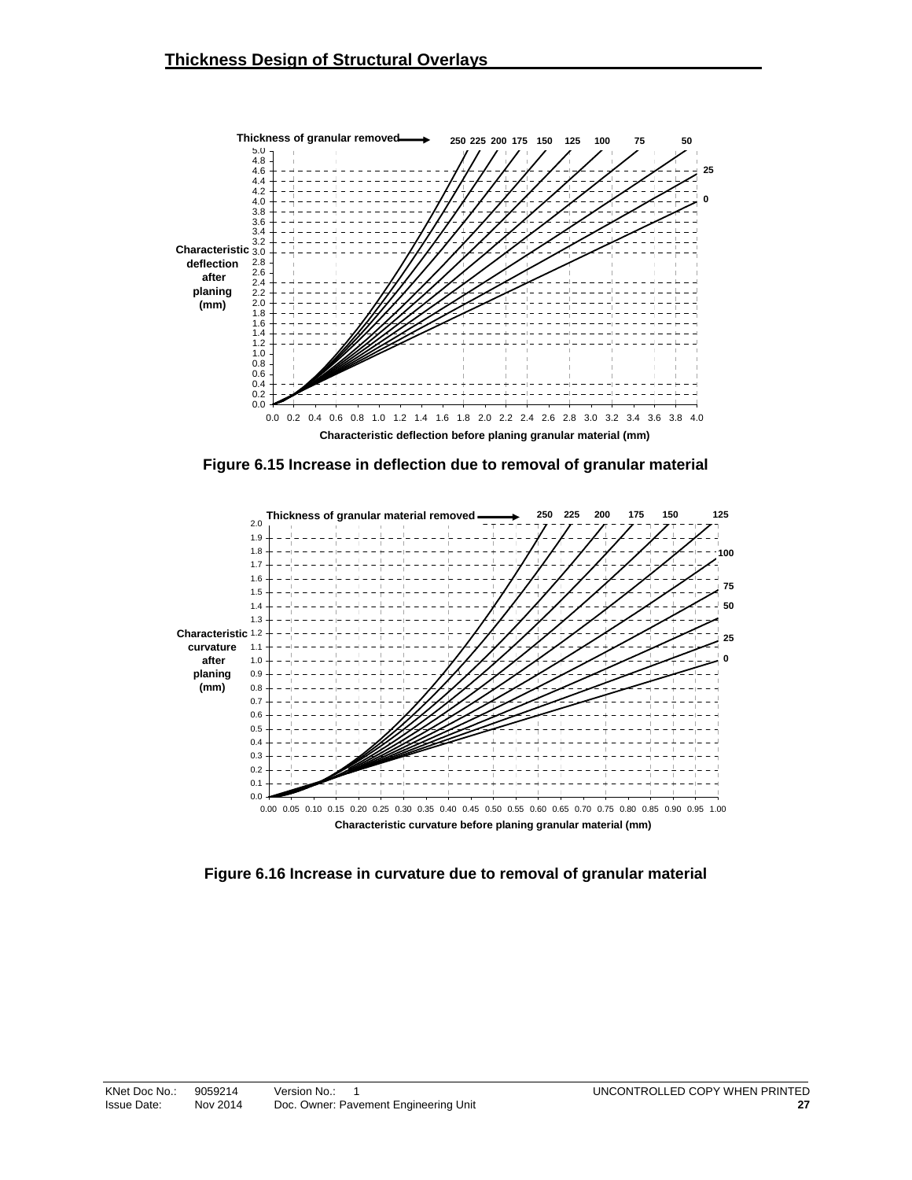## Thickness Design of Structural Overlays

Figure 6.15 Increase in deflection due to removal of granular material

Figure 6.16 Increase in curvature due to removal of granular material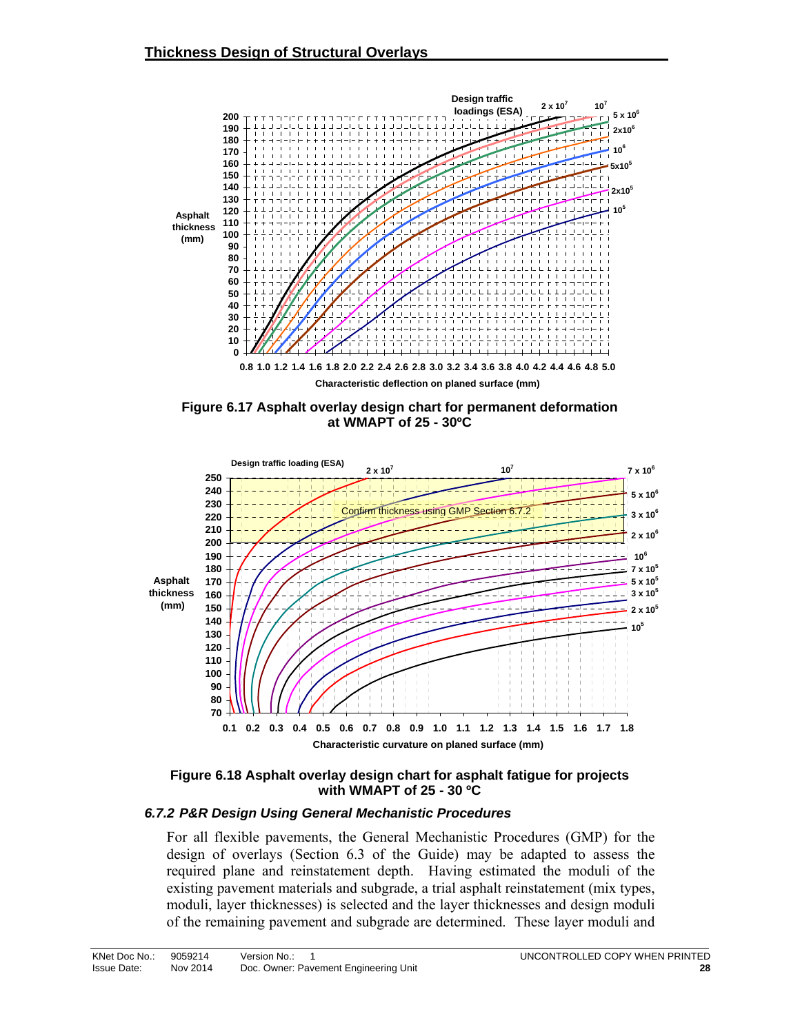## Thickness Design of Structural Overlays

Figure 6.17 Asphalt overlay design chart for permanent deformation at WMAPT of 25 - 30ºC

Figure 6.18 Asphalt overlay design chart for asphalt fatigue for projects with WMAPT of 25 - 30 ºC

### *6.7.2 P&R Design Using General Mechanistic Procedures*

For all flexible pavements, the General Mechanistic Procedures (GMP) for the design of overlays (Section 6.3 of the Guide) may be adapted to assess the required plane and reinstatement depth. Having estimated the moduli of the existing pavement materials and subgrade, a trial asphalt reinstatement (mix types, moduli, layer thicknesses) is selected and the layer thicknesses and design moduli of the remaining pavement and subgrade are determined. These layer moduli and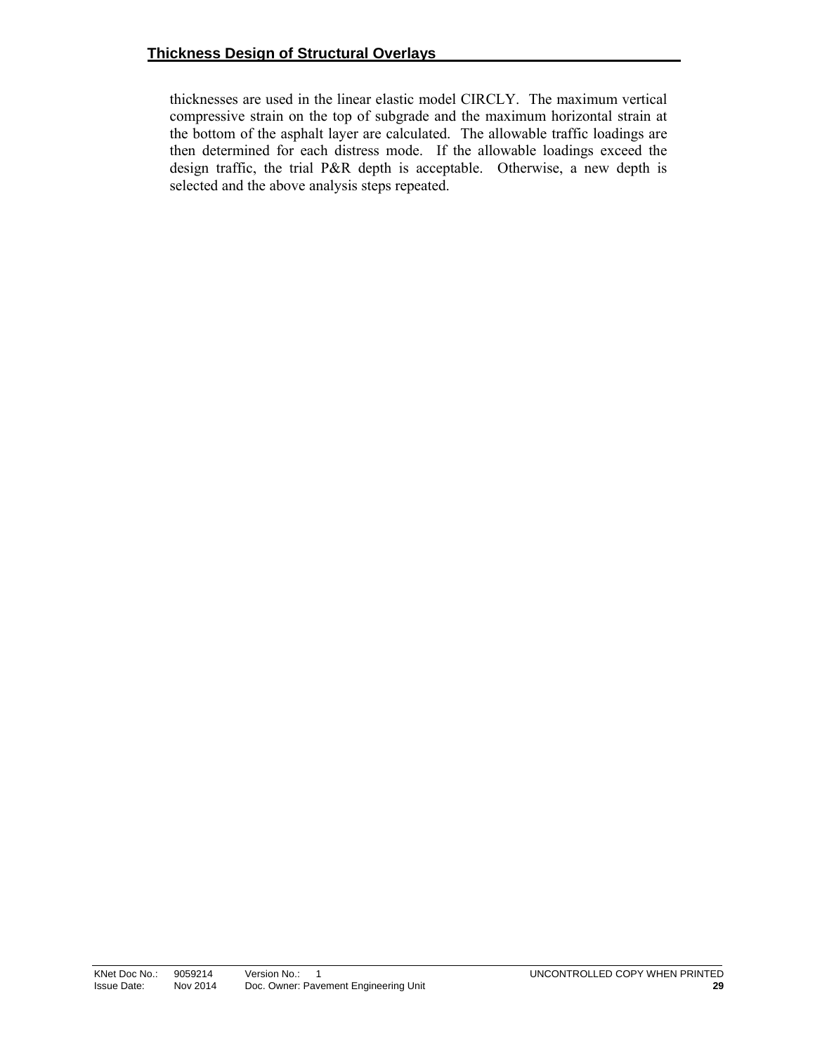thicknesses are used in the linear elastic model CIRCLY. The maximum vertical compressive strain on the top of subgrade and the maximum horizontal strain at the bottom of the asphalt layer are calculated. The allowable traffic loadings are then determined for each distress mode. If the allowable loadings exceed the design traffic, the trial P&R depth is acceptable. Otherwise, a new depth is selected and the above analysis steps repeated.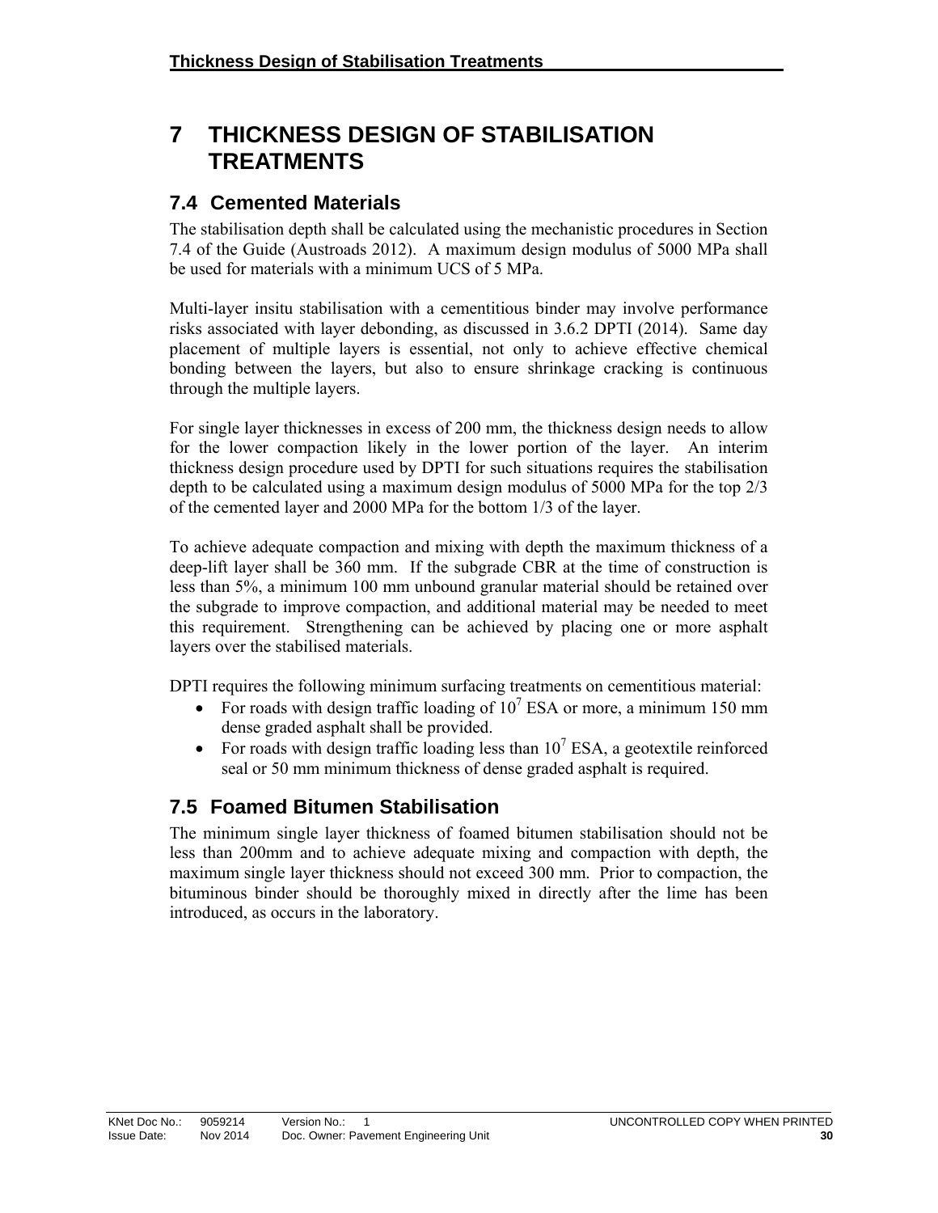# 7 THICKNESS DESIGN OF STABILISATION TREATMENTS

## 7.4 Cemented Materials

The stabilisation depth shall be calculated using the mechanistic procedures in Section 7.4 of the Guide (Austroads 2012). A maximum design modulus of 5000 MPa shall be used for materials with a minimum UCS of 5 MPa.

Multi-layer insitu stabilisation with a cementitious binder may involve performance risks associated with layer debonding, as discussed in 3.6.2 DPTI (2014). Same day placement of multiple layers is essential, not only to achieve effective chemical bonding between the layers, but also to ensure shrinkage cracking is continuous through the multiple layers.

For single layer thicknesses in excess of 200 mm, the thickness design needs to allow for the lower compaction likely in the lower portion of the layer. An interim thickness design procedure used by DPTI for such situations requires the stabilisation depth to be calculated using a maximum design modulus of 5000 MPa for the top 2/3 of the cemented layer and 2000 MPa for the bottom 1/3 of the layer.

To achieve adequate compaction and mixing with depth the maximum thickness of a deep-lift layer shall be 360 mm. If the subgrade CBR at the time of construction is less than 5%, a minimum 100 mm unbound granular material should be retained over the subgrade to improve compaction, and additional material may be needed to meet this requirement. Strengthening can be achieved by placing one or more asphalt layers over the stabilised materials.

DPTI requires the following minimum surfacing treatments on cementitious material:

- For roads with design traffic loading of $10^7$ ESA or more, a minimum 150 mm dense graded asphalt shall be provided.
- For roads with design traffic loading less than $10^7$ ESA, a geotextile reinforced seal or 50 mm minimum thickness of dense graded asphalt is required.

## 7.5 Foamed Bitumen Stabilisation

The minimum single layer thickness of foamed bitumen stabilisation should not be less than 200mm and to achieve adequate mixing and compaction with depth, the maximum single layer thickness should not exceed 300 mm. Prior to compaction, the bituminous binder should be thoroughly mixed in directly after the lime has been introduced, as occurs in the laboratory.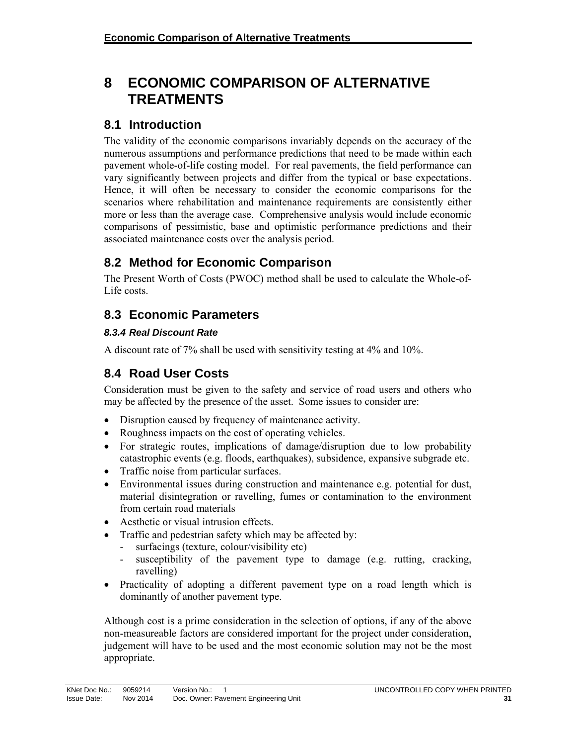# 8 ECONOMIC COMPARISON OF ALTERNATIVE TREATMENTS

## 8.1 Introduction

The validity of the economic comparisons invariably depends on the accuracy of the numerous assumptions and performance predictions that need to be made within each pavement whole-of-life costing model. For real pavements, the field performance can vary significantly between projects and differ from the typical or base expectations. Hence, it will often be necessary to consider the economic comparisons for the scenarios where rehabilitation and maintenance requirements are consistently either more or less than the average case. Comprehensive analysis would include economic comparisons of pessimistic, base and optimistic performance predictions and their associated maintenance costs over the analysis period.

## 8.2 Method for Economic Comparison

The Present Worth of Costs (PWOC) method shall be used to calculate the Whole-of-Life costs.

## 8.3 Economic Parameters

### *8.3.4 Real Discount Rate*

A discount rate of 7% shall be used with sensitivity testing at 4% and 10%.

## 8.4 Road User Costs

Consideration must be given to the safety and service of road users and others who may be affected by the presence of the asset. Some issues to consider are:

- Disruption caused by frequency of maintenance activity.
- Roughness impacts on the cost of operating vehicles.
- For strategic routes, implications of damage/disruption due to low probability catastrophic events (e.g. floods, earthquakes), subsidence, expansive subgrade etc.
- Traffic noise from particular surfaces.
- Environmental issues during construction and maintenance e.g. potential for dust, material disintegration or ravelling, fumes or contamination to the environment from certain road materials
- Aesthetic or visual intrusion effects.
- Traffic and pedestrian safety which may be affected by:
  - surfacings (texture, colour/visibility etc)
  - susceptibility of the pavement type to damage (e.g. rutting, cracking, ravelling)
- Practicality of adopting a different pavement type on a road length which is dominantly of another pavement type.

Although cost is a prime consideration in the selection of options, if any of the above non-measureable factors are considered important for the project under consideration, judgement will have to be used and the most economic solution may not be the most appropriate.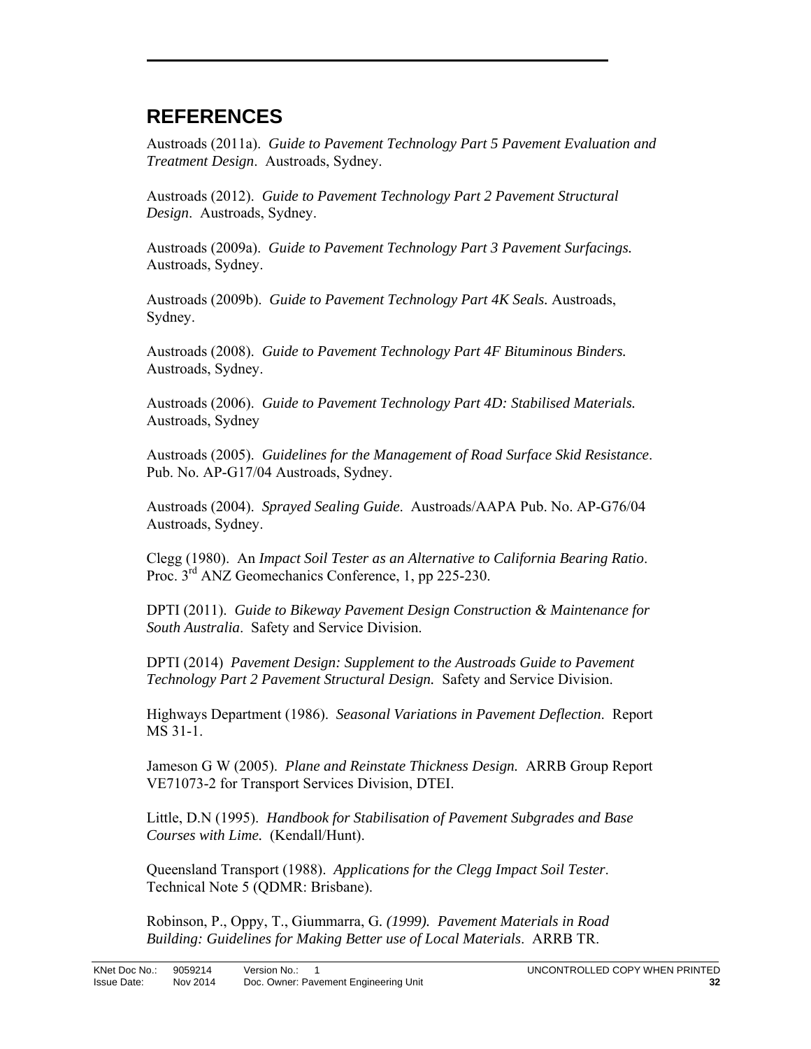## REFERENCES

Austroads (2011a). *Guide to Pavement Technology Part 5 Pavement Evaluation and Treatment Design*. Austroads, Sydney.

Austroads (2012). *Guide to Pavement Technology Part 2 Pavement Structural Design*. Austroads, Sydney.

Austroads (2009a). *Guide to Pavement Technology Part 3 Pavement Surfacings.* Austroads, Sydney.

Austroads (2009b). *Guide to Pavement Technology Part 4K Seals.* Austroads, Sydney.

Austroads (2008). *Guide to Pavement Technology Part 4F Bituminous Binders.* Austroads, Sydney.

Austroads (2006). *Guide to Pavement Technology Part 4D: Stabilised Materials.* Austroads, Sydney

Austroads (2005). *Guidelines for the Management of Road Surface Skid Resistance*. Pub. No. AP-G17/04 Austroads, Sydney.

Austroads (2004). *Sprayed Sealing Guide*. Austroads/AAPA Pub. No. AP-G76/04 Austroads, Sydney.

Clegg (1980). An *Impact Soil Tester as an Alternative to California Bearing Ratio*. Proc. 3rd ANZ Geomechanics Conference, 1, pp 225-230.

DPTI (2011). *Guide to Bikeway Pavement Design Construction & Maintenance for South Australia*. Safety and Service Division.

DPTI (2014) *Pavement Design: Supplement to the Austroads Guide to Pavement Technology Part 2 Pavement Structural Design.* Safety and Service Division.

Highways Department (1986). *Seasonal Variations in Pavement Deflection*. Report MS 31-1.

Jameson G W (2005). *Plane and Reinstate Thickness Design.* ARRB Group Report VE71073-2 for Transport Services Division, DTEI.

Little, D.N (1995). *Handbook for Stabilisation of Pavement Subgrades and Base Courses with Lime.* (Kendall/Hunt).

Queensland Transport (1988). *Applications for the Clegg Impact Soil Tester*. Technical Note 5 (QDMR: Brisbane).

Robinson, P., Oppy, T., Giummarra, G. *(1999). Pavement Materials in Road Building: Guidelines for Making Better use of Local Materials*. ARRB TR.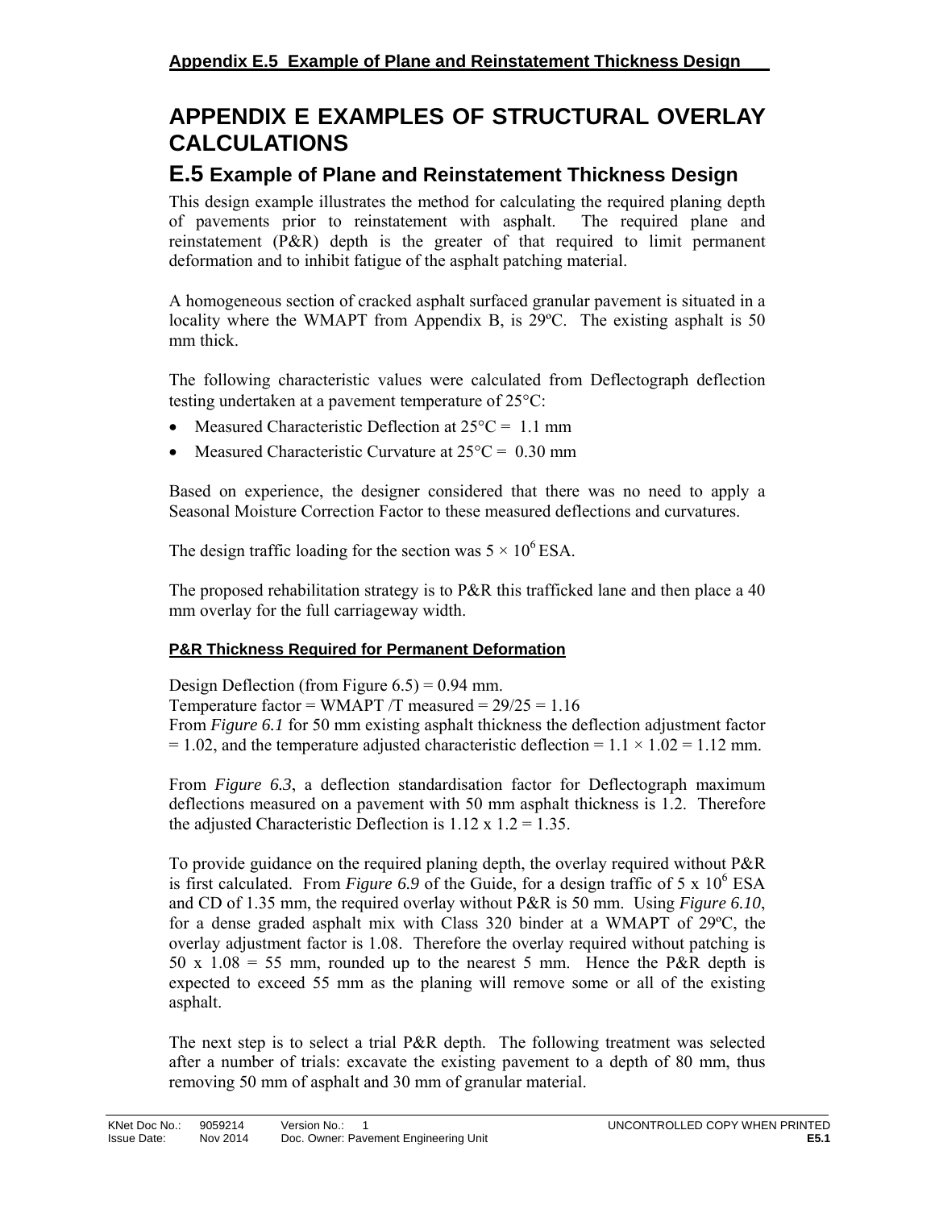# APPENDIX E EXAMPLES OF STRUCTURAL OVERLAY CALCULATIONS

## E.5 Example of Plane and Reinstatement Thickness Design

This design example illustrates the method for calculating the required planing depth of pavements prior to reinstatement with asphalt. The required plane and reinstatement (P&R) depth is the greater of that required to limit permanent deformation and to inhibit fatigue of the asphalt patching material.

A homogeneous section of cracked asphalt surfaced granular pavement is situated in a locality where the WMAPT from Appendix B, is 29ºC. The existing asphalt is 50 mm thick.

The following characteristic values were calculated from Deflectograph deflection testing undertaken at a pavement temperature of 25°C:

- Measured Characteristic Deflection at 25°C = 1.1 mm
- Measured Characteristic Curvature at 25°C = 0.30 mm

Based on experience, the designer considered that there was no need to apply a Seasonal Moisture Correction Factor to these measured deflections and curvatures.

The design traffic loading for the section was $5 \times 10^6$ ESA.

The proposed rehabilitation strategy is to P&R this trafficked lane and then place a 40 mm overlay for the full carriageway width.

### P&R Thickness Required for Permanent Deformation

Design Deflection (from Figure 6.5) = 0.94 mm.
Temperature factor = WMAPT /T measured = 29/25 = 1.16
From *Figure 6.1* for 50 mm existing asphalt thickness the deflection adjustment factor = 1.02, and the temperature adjusted characteristic deflection = 1.1 × 1.02 = 1.12 mm.

From *Figure 6.3*, a deflection standardisation factor for Deflectograph maximum deflections measured on a pavement with 50 mm asphalt thickness is 1.2. Therefore the adjusted Characteristic Deflection is 1.12 x 1.2 = 1.35.

To provide guidance on the required planing depth, the overlay required without P&R is first calculated. From *Figure 6.9* of the Guide, for a design traffic of $5 \times 10^6$ ESA and CD of 1.35 mm, the required overlay without P&R is 50 mm. Using *Figure 6.10*, for a dense graded asphalt mix with Class 320 binder at a WMAPT of 29ºC, the overlay adjustment factor is 1.08. Therefore the overlay required without patching is 50 x 1.08 = 55 mm, rounded up to the nearest 5 mm. Hence the P&R depth is expected to exceed 55 mm as the planing will remove some or all of the existing asphalt.

The next step is to select a trial P&R depth. The following treatment was selected after a number of trials: excavate the existing pavement to a depth of 80 mm, thus removing 50 mm of asphalt and 30 mm of granular material.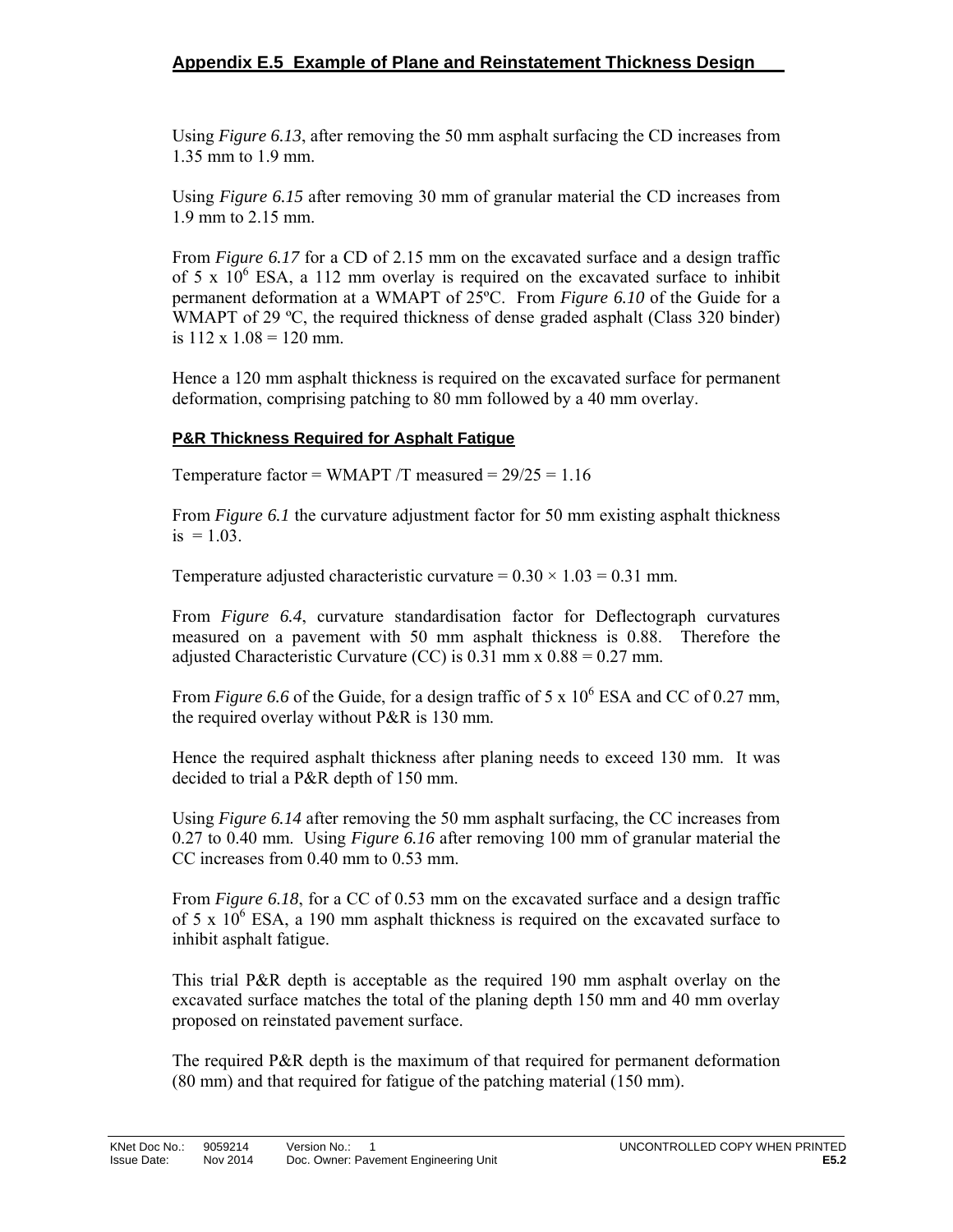## Appendix E.5 Example of Plane and Reinstatement Thickness Design

Using *Figure 6.13*, after removing the 50 mm asphalt surfacing the CD increases from 1.35 mm to 1.9 mm.

Using *Figure 6.15* after removing 30 mm of granular material the CD increases from 1.9 mm to 2.15 mm.

From *Figure 6.17* for a CD of 2.15 mm on the excavated surface and a design traffic of 5 x $10^6$ ESA, a 112 mm overlay is required on the excavated surface to inhibit permanent deformation at a WMAPT of 25ºC. From *Figure 6.10* of the Guide for a WMAPT of 29 ºC, the required thickness of dense graded asphalt (Class 320 binder) is 112 x 1.08 = 120 mm.

Hence a 120 mm asphalt thickness is required on the excavated surface for permanent deformation, comprising patching to 80 mm followed by a 40 mm overlay.

### P&R Thickness Required for Asphalt Fatigue

Temperature factor = WMAPT /T measured = 29/25 = 1.16

From *Figure 6.1* the curvature adjustment factor for 50 mm existing asphalt thickness is = 1.03.

Temperature adjusted characteristic curvature = 0.30 × 1.03 = 0.31 mm.

From *Figure 6.4*, curvature standardisation factor for Deflectograph curvatures measured on a pavement with 50 mm asphalt thickness is 0.88. Therefore the adjusted Characteristic Curvature (CC) is 0.31 mm x 0.88 = 0.27 mm.

From *Figure 6.6* of the Guide, for a design traffic of 5 x $10^6$ ESA and CC of 0.27 mm, the required overlay without P&R is 130 mm.

Hence the required asphalt thickness after planing needs to exceed 130 mm. It was decided to trial a P&R depth of 150 mm.

Using *Figure 6.14* after removing the 50 mm asphalt surfacing, the CC increases from 0.27 to 0.40 mm. Using *Figure 6.16* after removing 100 mm of granular material the CC increases from 0.40 mm to 0.53 mm.

From *Figure 6.18*, for a CC of 0.53 mm on the excavated surface and a design traffic of 5 x $10^6$ ESA, a 190 mm asphalt thickness is required on the excavated surface to inhibit asphalt fatigue.

This trial P&R depth is acceptable as the required 190 mm asphalt overlay on the excavated surface matches the total of the planing depth 150 mm and 40 mm overlay proposed on reinstated pavement surface.

The required P&R depth is the maximum of that required for permanent deformation (80 mm) and that required for fatigue of the patching material (150 mm).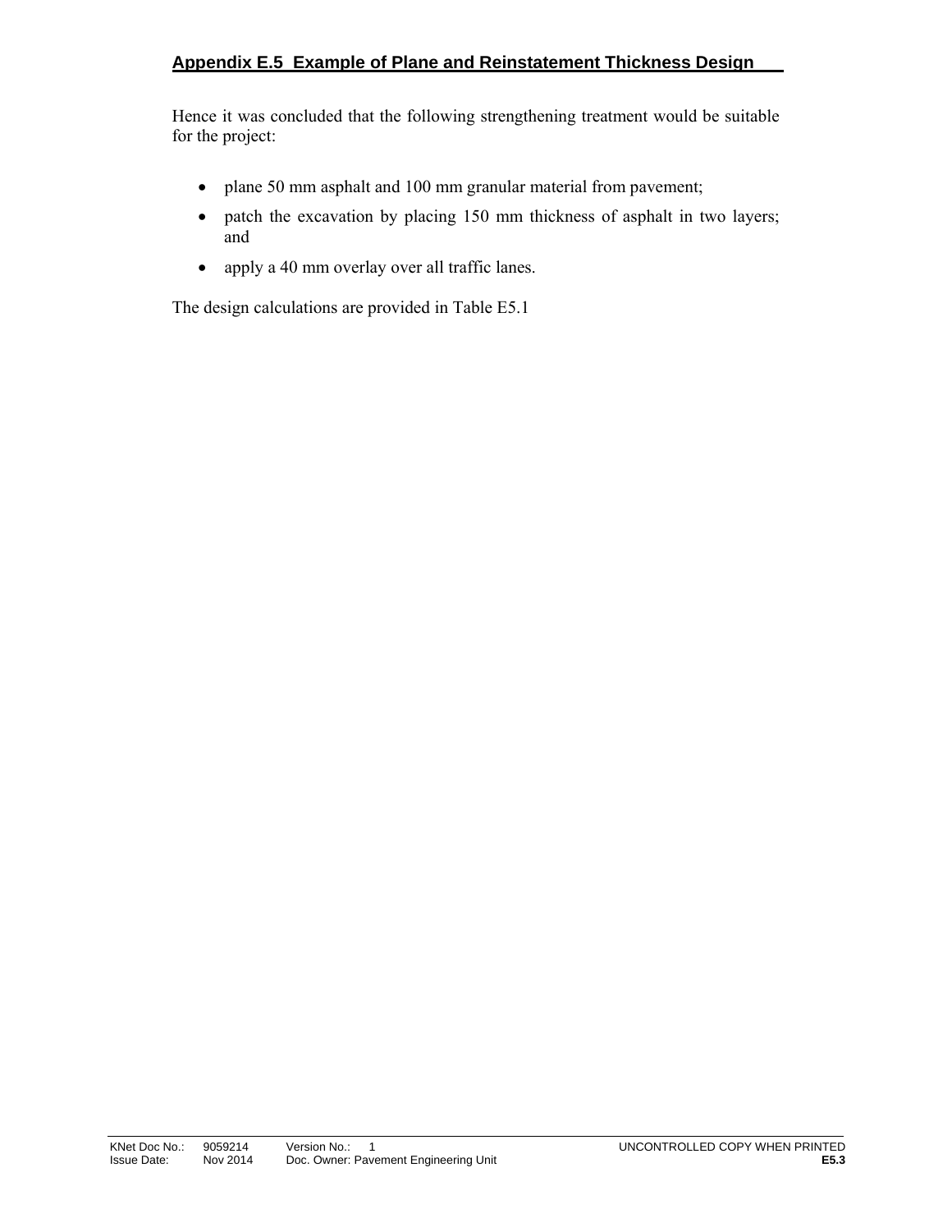## Appendix E.5 Example of Plane and Reinstatement Thickness Design

Hence it was concluded that the following strengthening treatment would be suitable for the project:

- plane 50 mm asphalt and 100 mm granular material from pavement;
- patch the excavation by placing 150 mm thickness of asphalt in two layers; and
- apply a 40 mm overlay over all traffic lanes.

The design calculations are provided in Table E5.1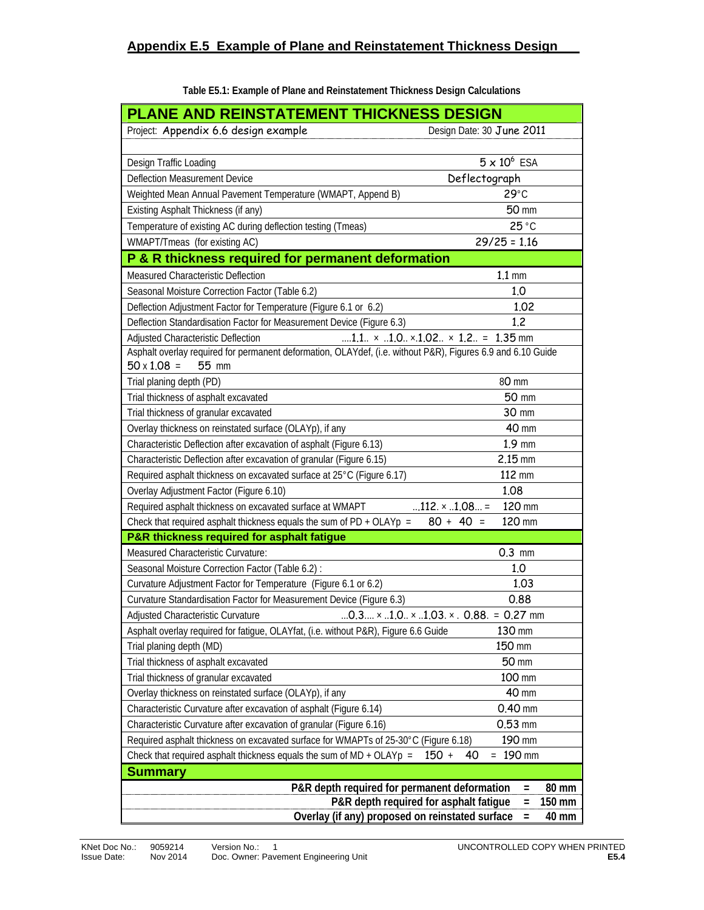## Appendix E.5 Example of Plane and Reinstatement Thickness Design

**Table E5.1: Example of Plane and Reinstatement Thickness Design Calculations**

| PLANE AND REINSTATEMENT THICKNESS DESIGN | |
|---|---|
| Project: Appendix 6.6 design example | Design Date: 30 June 2011 |
| Design Traffic Loading | $5 \times 10^6$ ESA |
| Deflection Measurement Device | Deflectograph |
| Weighted Mean Annual Pavement Temperature (WMAPT, Append B) | 29°C |
| Existing Asphalt Thickness (if any) | 50 mm |
| Temperature of existing AC during deflection testing (Tmeas) | 25 °C |
| WMAPT/Tmeas (for existing AC) | 29/25 = 1.16 |
| **P & R thickness required for permanent deformation** | |
| Measured Characteristic Deflection | 1.1 mm |
| Seasonal Moisture Correction Factor (Table 6.2) | 1.0 |
| Deflection Adjustment Factor for Temperature (Figure 6.1 or 6.2) | 1.02 |
| Deflection Standardisation Factor for Measurement Device (Figure 6.3) | 1.2 |
| Adjusted Characteristic Deflection | ....1.1.. × ..1.0.. ×.1.02.. × 1.2.. = 1.35 mm |
| Asphalt overlay required for permanent deformation, OLAYdef, (i.e. without P&R), Figures 6.9 and 6.10 Guide 50 x 1.08 = 55 mm | |
| Trial planing depth (PD) | 80 mm |
| Trial thickness of asphalt excavated | 50 mm |
| Trial thickness of granular excavated | 30 mm |
| Overlay thickness on reinstated surface (OLAYp), if any | 40 mm |
| Characteristic Deflection after excavation of asphalt (Figure 6.13) | 1.9 mm |
| Characteristic Deflection after excavation of granular (Figure 6.15) | 2.15 mm |
| Required asphalt thickness on excavated surface at 25°C (Figure 6.17) | 112 mm |
| Overlay Adjustment Factor (Figure 6.10) | 1.08 |
| Required asphalt thickness on excavated surface at WMAPT | ...112. × ..1.08... = 120 mm |
| Check that required asphalt thickness equals the sum of PD + OLAYp = | 80 + 40 = 120 mm |
| **P&R thickness required for asphalt fatigue** | |
| Measured Characteristic Curvature: | 0.3 mm |
| Seasonal Moisture Correction Factor (Table 6.2) : | 1.0 |
| Curvature Adjustment Factor for Temperature (Figure 6.1 or 6.2) | 1.03 |
| Curvature Standardisation Factor for Measurement Device (Figure 6.3) | 0.88 |
| Adjusted Characteristic Curvature | ...0.3.... × ..1.0.. × ..1.03. × . 0.88. = 0.27 mm |
| Asphalt overlay required for fatigue, OLAYfat, (i.e. without P&R), Figure 6.6 Guide | 130 mm |
| Trial planing depth (MD) | 150 mm |
| Trial thickness of asphalt excavated | 50 mm |
| Trial thickness of granular excavated | 100 mm |
| Overlay thickness on reinstated surface (OLAYp), if any | 40 mm |
| Characteristic Curvature after excavation of asphalt (Figure 6.14) | 0.40 mm |
| Characteristic Curvature after excavation of granular (Figure 6.16) | 0.53 mm |
| Required asphalt thickness on excavated surface for WMAPTs of 25-30°C (Figure 6.18) | 190 mm |
| Check that required asphalt thickness equals the sum of MD + OLAYp = | 150 + 40 = 190 mm |
| **Summary** | |
| **P&R depth required for permanent deformation** | **= 80 mm** |
| **P&R depth required for asphalt fatigue** | **= 150 mm** |
| **Overlay (if any) proposed on reinstated surface** | **= 40 mm** |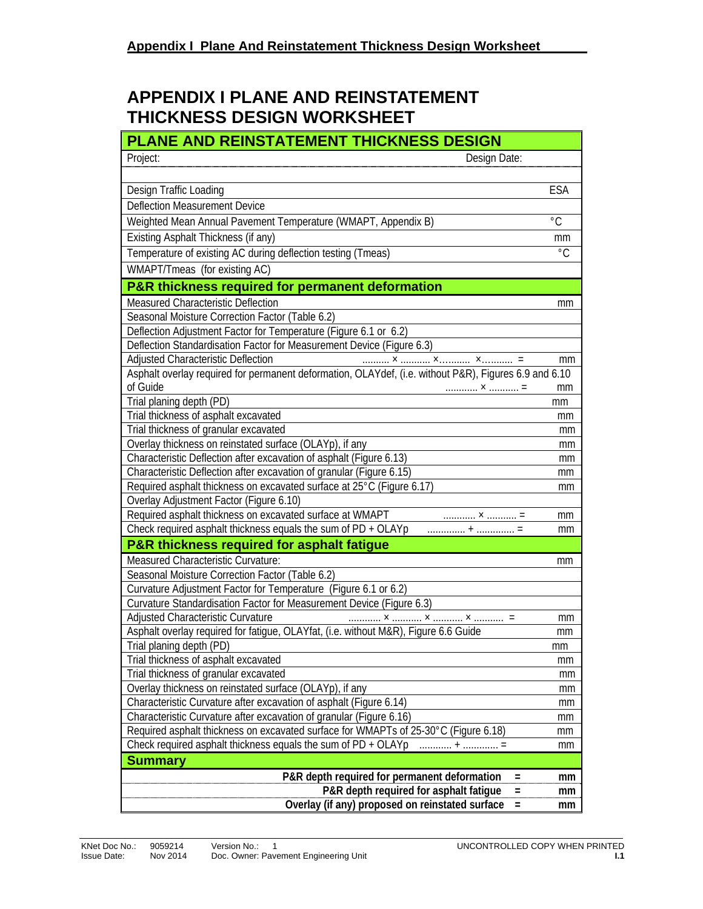# APPENDIX I PLANE AND REINSTATEMENT THICKNESS DESIGN WORKSHEET

| PLANE AND REINSTATEMENT THICKNESS DESIGN | |
|---|---|
| Project: Design Date: | |
| | |
| Design Traffic Loading | ESA |
| Deflection Measurement Device | |
| Weighted Mean Annual Pavement Temperature (WMAPT, Appendix B) | °C |
| Existing Asphalt Thickness (if any) | mm |
| Temperature of existing AC during deflection testing (Tmeas) | °C |
| WMAPT/Tmeas (for existing AC) | |
| **P&R thickness required for permanent deformation** | |
| Measured Characteristic Deflection | mm |
| Seasonal Moisture Correction Factor (Table 6.2) | |
| Deflection Adjustment Factor for Temperature (Figure 6.1 or 6.2) | |
| Deflection Standardisation Factor for Measurement Device (Figure 6.3) | |
| Adjusted Characteristic Deflection .......... × ........... ×........... ×........... = | mm |
| Asphalt overlay required for permanent deformation, OLAYdef, (i.e. without P&R), Figures 6.9 and 6.10 of Guide ............ × ........... = | mm |
| Trial planing depth (PD) | mm |
| Trial thickness of asphalt excavated | mm |
| Trial thickness of granular excavated | mm |
| Overlay thickness on reinstated surface (OLAYp), if any | mm |
| Characteristic Deflection after excavation of asphalt (Figure 6.13) | mm |
| Characteristic Deflection after excavation of granular (Figure 6.15) | mm |
| Required asphalt thickness on excavated surface at 25°C (Figure 6.17) | mm |
| Overlay Adjustment Factor (Figure 6.10) | |
| Required asphalt thickness on excavated surface at WMAPT ............ × ........... = | mm |
| Check required asphalt thickness equals the sum of PD + OLAYp .............. + .............. = | mm |
| **P&R thickness required for asphalt fatigue** | |
| Measured Characteristic Curvature: | mm |
| Seasonal Moisture Correction Factor (Table 6.2) | |
| Curvature Adjustment Factor for Temperature (Figure 6.1 or 6.2) | |
| Curvature Standardisation Factor for Measurement Device (Figure 6.3) | |
| Adjusted Characteristic Curvature ............ × ........... × ........... × ........... = | mm |
| Asphalt overlay required for fatigue, OLAYfat, (i.e. without M&R), Figure 6.6 Guide | mm |
| Trial planing depth (PD) | mm |
| Trial thickness of asphalt excavated | mm |
| Trial thickness of granular excavated | mm |
| Overlay thickness on reinstated surface (OLAYp), if any | mm |
| Characteristic Curvature after excavation of asphalt (Figure 6.14) | mm |
| Characteristic Curvature after excavation of granular (Figure 6.16) | mm |
| Required asphalt thickness on excavated surface for WMAPTs of 25-30°C (Figure 6.18) | mm |
| Check required asphalt thickness equals the sum of PD + OLAYp ............ + ............ = | mm |
| **Summary** | |
| **P&R depth required for permanent deformation =** | **mm** |
| **P&R depth required for asphalt fatigue =** | **mm** |
| **Overlay (if any) proposed on reinstated surface =** | **mm** |